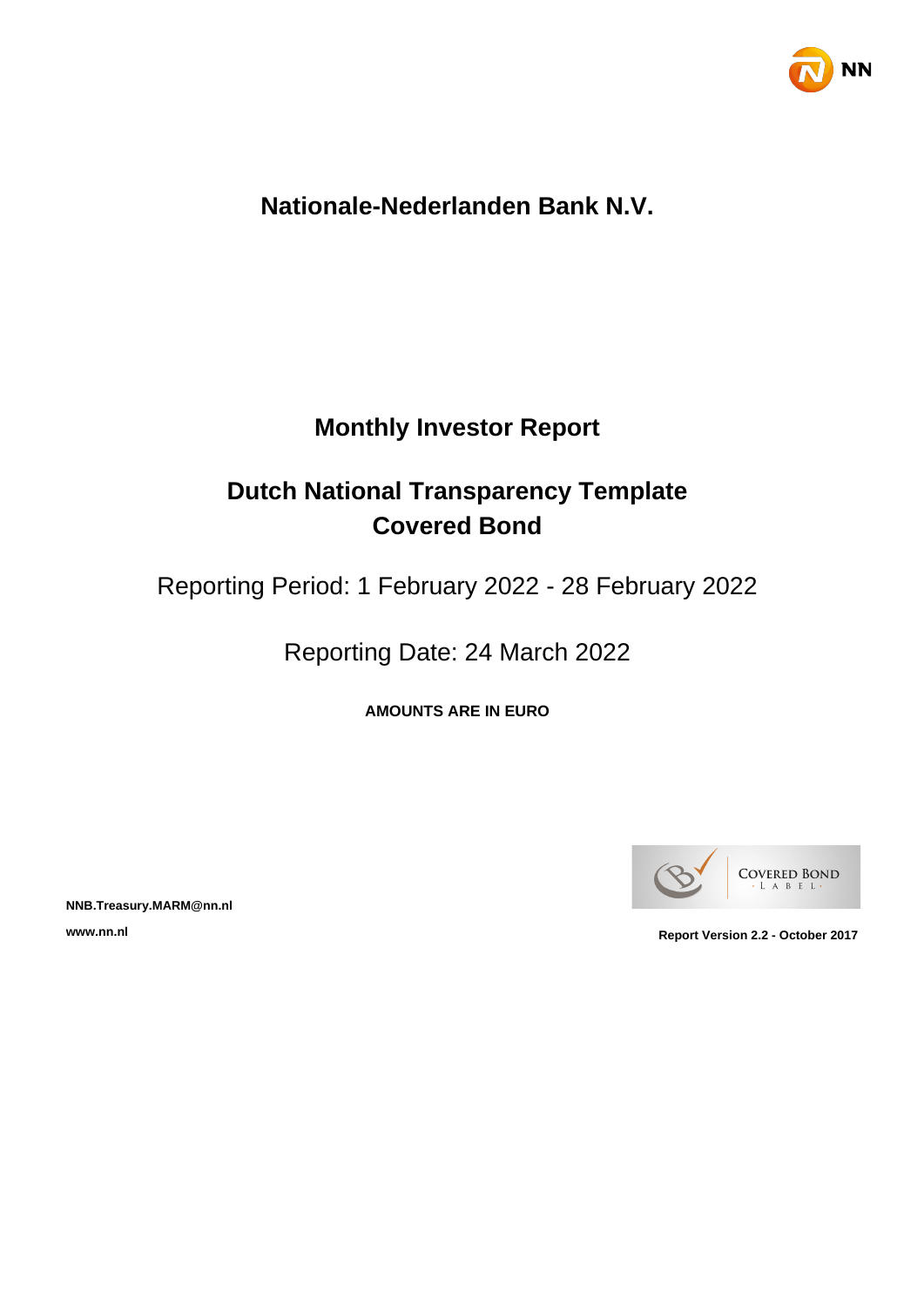# Nationale-Nederlanden Bank N.V.

## Monthly Investor Report

## Dutch National Transparency Template Covered Bond

Reporting Period: 1 February 2022 - 28 February 2022

Reporting Date: 24 March 2022

**AMOUNTS ARE IN EURO**

**NNB.Treasury.MARM@nn.nl**

**www.nn.nl**

**Report Version 2.2 - October 2017**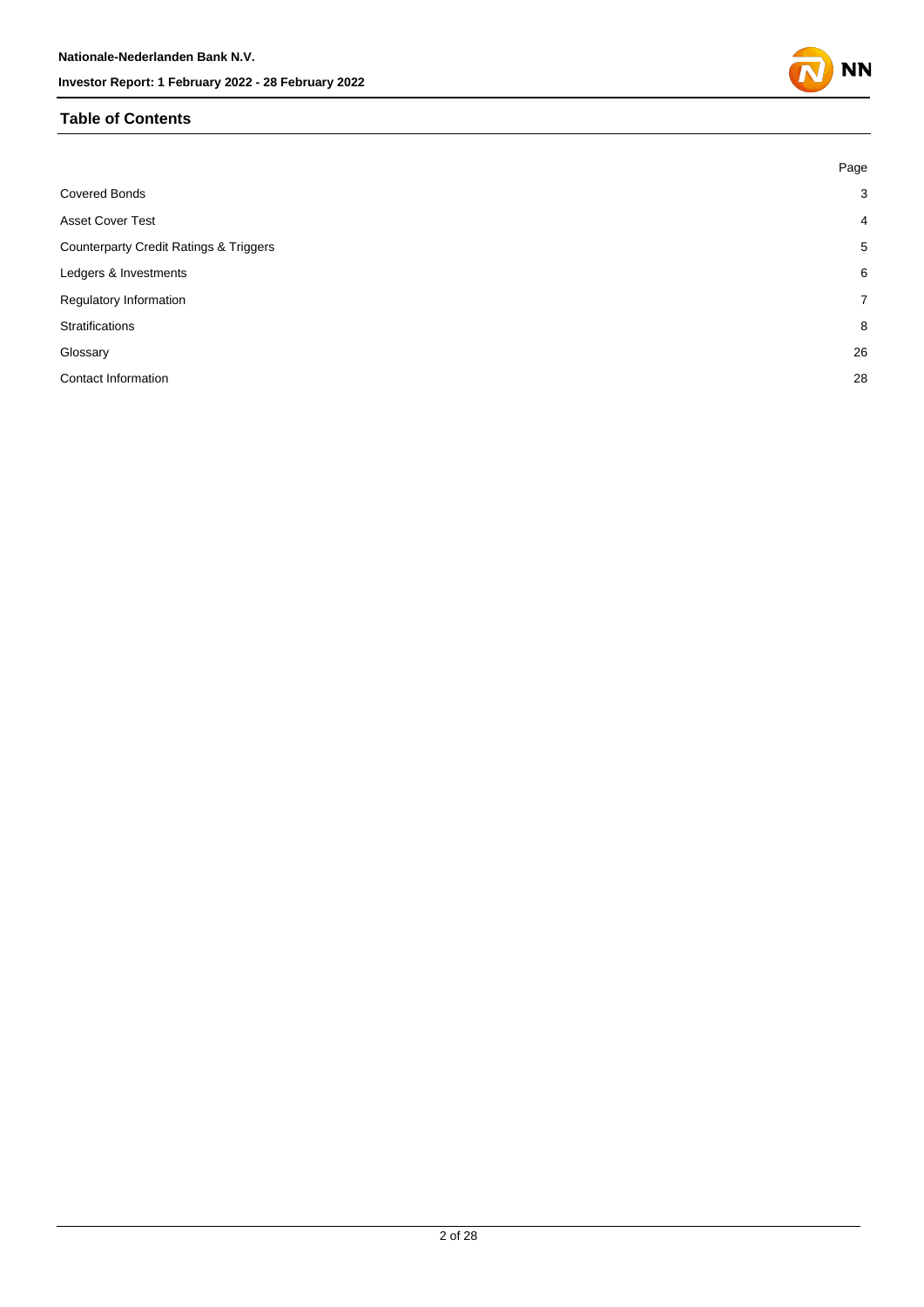## Table of Contents

| | Page |
|---|---|
| Covered Bonds | 3 |
| Asset Cover Test | 4 |
| Counterparty Credit Ratings & Triggers | 5 |
| Ledgers & Investments | 6 |
| Regulatory Information | 7 |
| Stratifications | 8 |
| Glossary | 26 |
| Contact Information | 28 |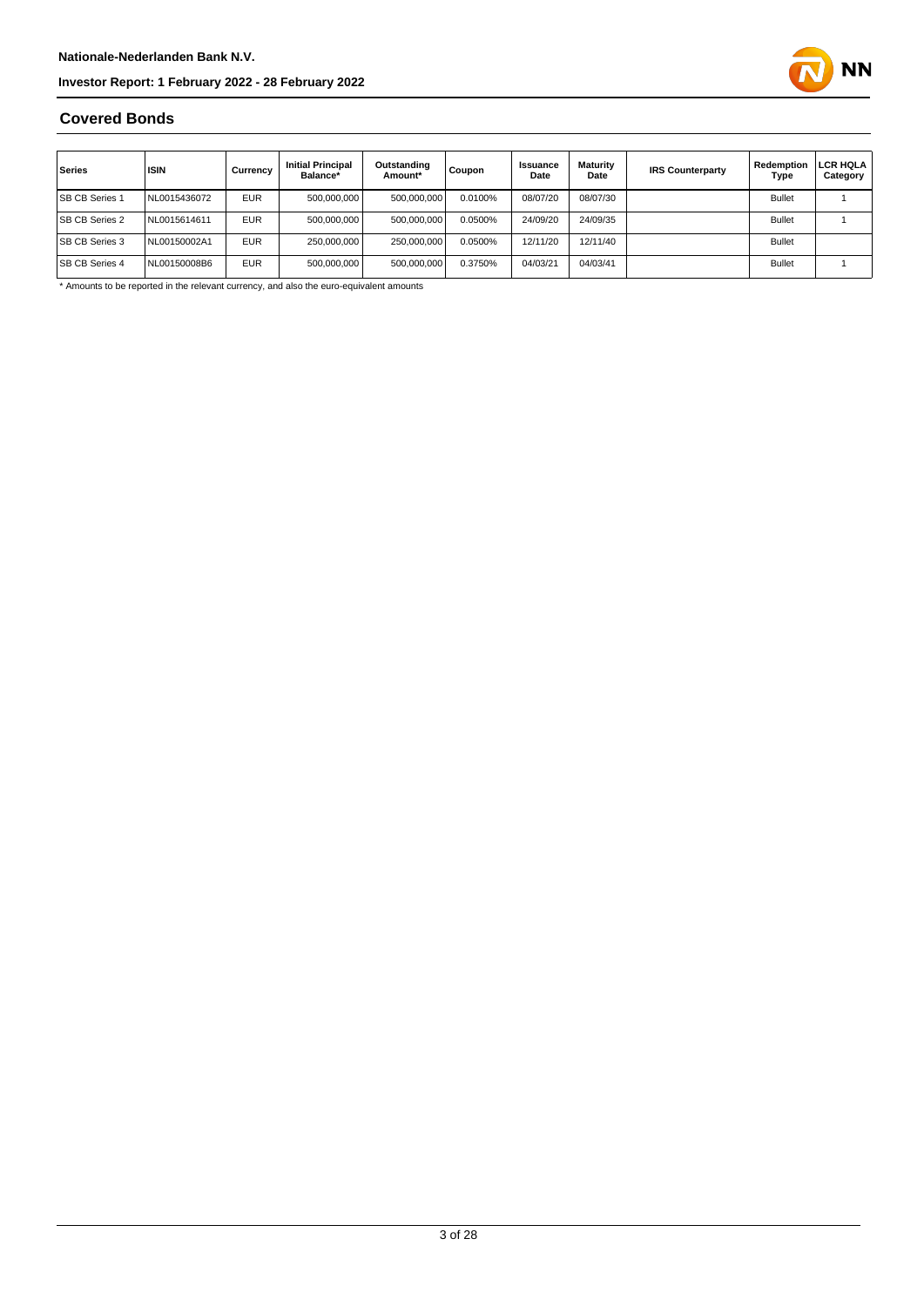## Covered Bonds

| Series | ISIN | Currency | Initial Principal Balance* | Outstanding Amount* | Coupon | Issuance Date | Maturity Date | IRS Counterparty | Redemption Type | LCR HQLA Category |
|---|---|---|---|---|---|---|---|---|---|---|
| SB CB Series 1 | NL0015436072 | EUR | 500,000,000 | 500,000,000 | 0.0100% | 08/07/20 | 08/07/30 | | Bullet | 1 |
| SB CB Series 2 | NL0015614611 | EUR | 500,000,000 | 500,000,000 | 0.0500% | 24/09/20 | 24/09/35 | | Bullet | 1 |
| SB CB Series 3 | NL00150002A1 | EUR | 250,000,000 | 250,000,000 | 0.0500% | 12/11/20 | 12/11/40 | | Bullet | |
| SB CB Series 4 | NL00150008B6 | EUR | 500,000,000 | 500,000,000 | 0.3750% | 04/03/21 | 04/03/41 | | Bullet | 1 |

* Amounts to be reported in the relevant currency, and also the euro-equivalent amounts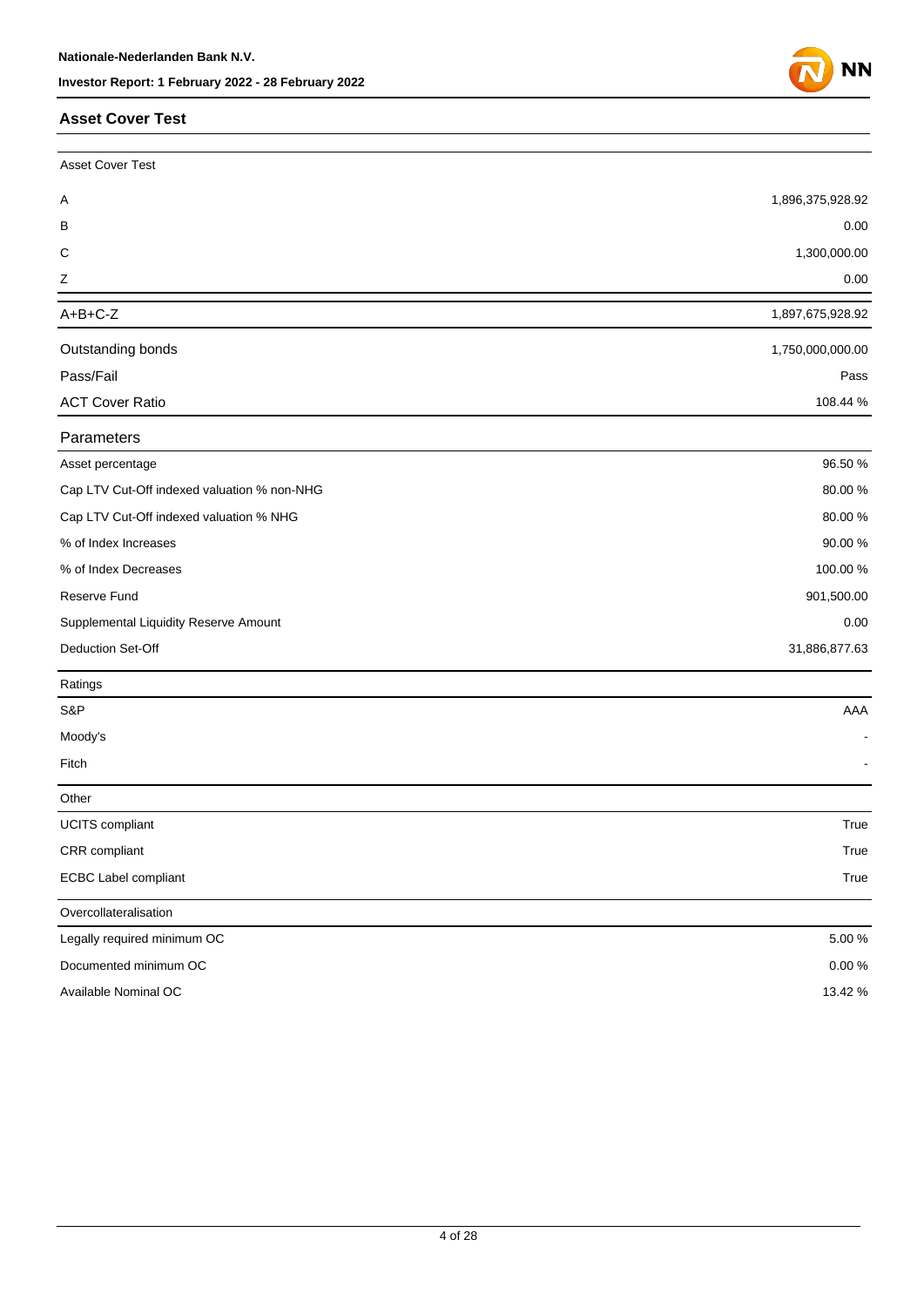## Asset Cover Test

| Asset Cover Test | |
|---|---|
| A | 1,896,375,928.92 |
| B | 0.00 |
| C | 1,300,000.00 |
| Z | 0.00 |
| A+B+C-Z | 1,897,675,928.92 |
| Outstanding bonds | 1,750,000,000.00 |
| Pass/Fail | Pass |
| ACT Cover Ratio | 108.44 % |

| Parameters | |
|---|---|
| Asset percentage | 96.50 % |
| Cap LTV Cut-Off indexed valuation % non-NHG | 80.00 % |
| Cap LTV Cut-Off indexed valuation % NHG | 80.00 % |
| % of Index Increases | 90.00 % |
| % of Index Decreases | 100.00 % |
| Reserve Fund | 901,500.00 |
| Supplemental Liquidity Reserve Amount | 0.00 |
| Deduction Set-Off | 31,886,877.63 |

| Ratings | |
|---|---|
| S&P | AAA |
| Moody's | - |
| Fitch | - |

| Other | |
|---|---|
| UCITS compliant | True |
| CRR compliant | True |
| ECBC Label compliant | True |

| Overcollateralisation | |
|---|---|
| Legally required minimum OC | 5.00 % |
| Documented minimum OC | 0.00 % |
| Available Nominal OC | 13.42 % |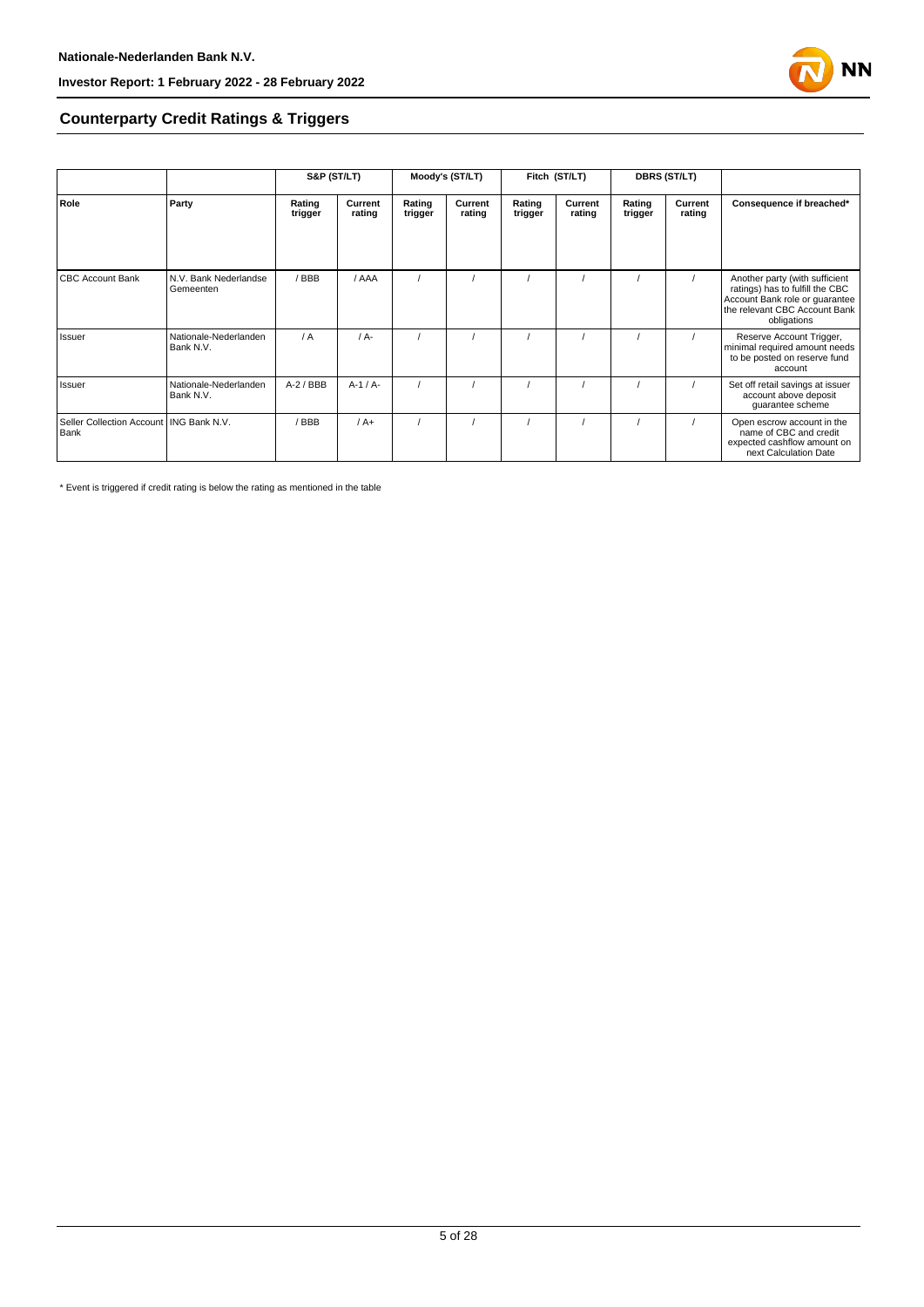## Counterparty Credit Ratings & Triggers

| | | S&P (ST/LT) | | Moody's (ST/LT) | | Fitch (ST/LT) | | DBRS (ST/LT) | | |
|---|---|---|---|---|---|---|---|---|---|---|
| **Role** | **Party** | **Rating trigger** | **Current rating** | **Rating trigger** | **Current rating** | **Rating trigger** | **Current rating** | **Rating trigger** | **Current rating** | **Consequence if breached*** |
| CBC Account Bank | N.V. Bank Nederlandse Gemeenten | / BBB | / AAA | / | / | / | / | / | / | Another party (with sufficient ratings) has to fulfill the CBC Account Bank role or guarantee the relevant CBC Account Bank obligations |
| Issuer | Nationale-Nederlanden Bank N.V. | / A | / A- | / | / | / | / | / | / | Reserve Account Trigger, minimal required amount needs to be posted on reserve fund account |
| Issuer | Nationale-Nederlanden Bank N.V. | A-2 / BBB | A-1 / A- | / | / | / | / | / | / | Set off retail savings at issuer account above deposit guarantee scheme |
| Seller Collection Account Bank | ING Bank N.V. | / BBB | / A+ | / | / | / | / | / | / | Open escrow account in the name of CBC and credit expected cashflow amount on next Calculation Date |

* Event is triggered if credit rating is below the rating as mentioned in the table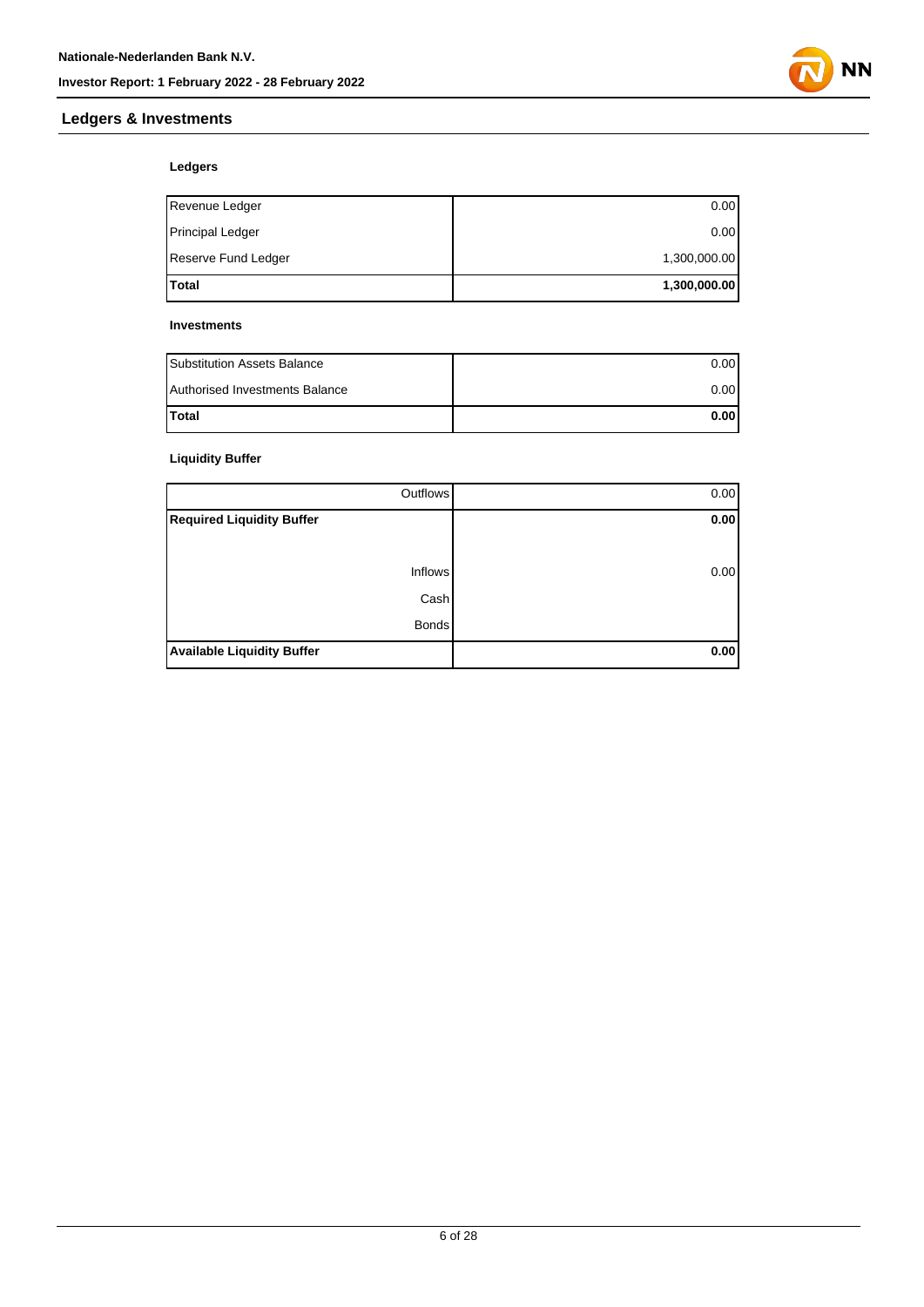## Ledgers & Investments

### Ledgers

| | |
|---|---:|
| Revenue Ledger | 0.00 |
| Principal Ledger | 0.00 |
| Reserve Fund Ledger | 1,300,000.00 |
| **Total** | **1,300,000.00** |

### Investments

| | |
|---|---:|
| Substitution Assets Balance | 0.00 |
| Authorised Investments Balance | 0.00 |
| **Total** | **0.00** |

### Liquidity Buffer

| | |
|---:|---:|
| Outflows | 0.00 |
| **Required Liquidity Buffer** | **0.00** |
| | |
| Inflows | 0.00 |
| Cash | |
| Bonds | |
| **Available Liquidity Buffer** | **0.00** |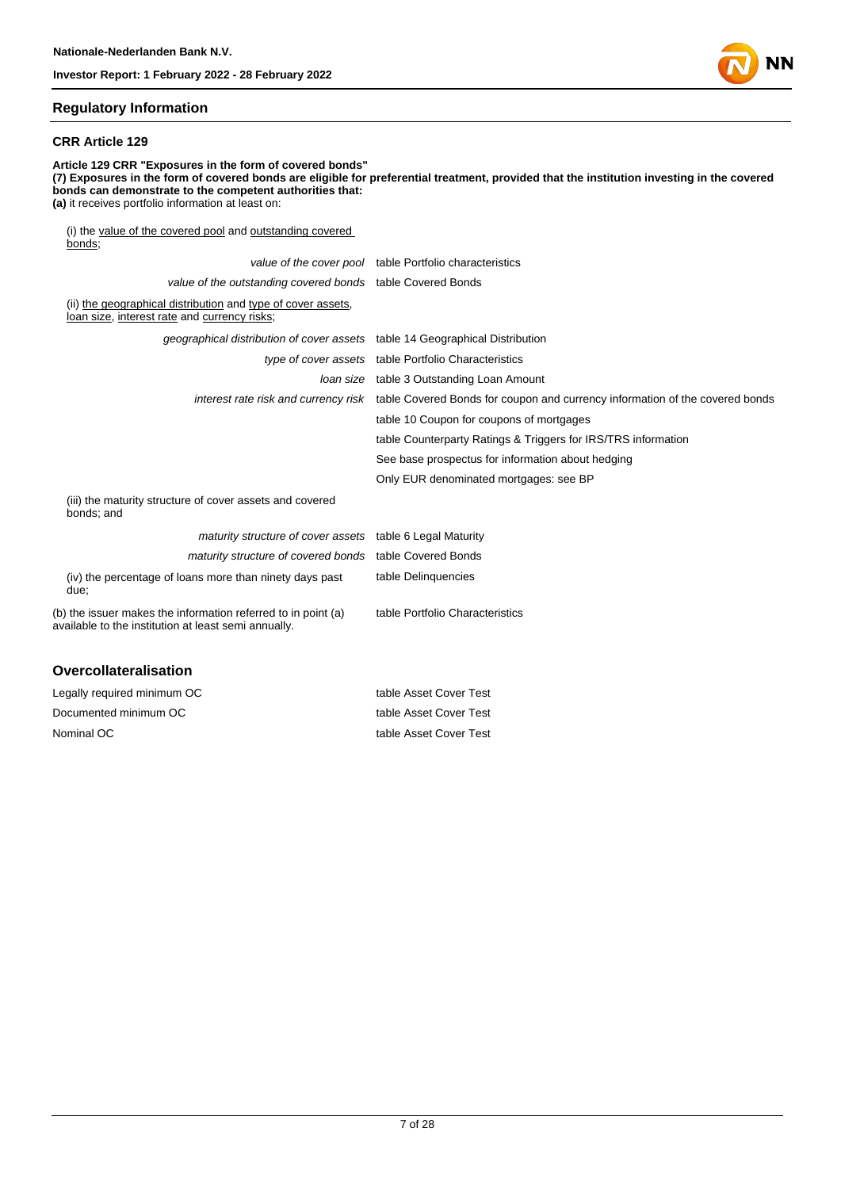## Regulatory Information

### CRR Article 129

**Article 129 CRR "Exposures in the form of covered bonds"**
**(7) Exposures in the form of covered bonds are eligible for preferential treatment, provided that the institution investing in the covered bonds can demonstrate to the competent authorities that:**
**(a)** it receives portfolio information at least on:

| | |
|---|---|
| (i) the value of the covered pool and outstanding covered bonds; | |
| *value of the cover pool* | table Portfolio characteristics |
| *value of the outstanding covered bonds* | table Covered Bonds |
| (ii) the geographical distribution and type of cover assets, loan size, interest rate and currency risks; | |
| *geographical distribution of cover assets* | table 14 Geographical Distribution |
| *type of cover assets* | table Portfolio Characteristics |
| *loan size* | table 3 Outstanding Loan Amount |
| *interest rate risk and currency risk* | table Covered Bonds for coupon and currency information of the covered bonds |
| | table 10 Coupon for coupons of mortgages |
| | table Counterparty Ratings & Triggers for IRS/TRS information |
| | See base prospectus for information about hedging |
| | Only EUR denominated mortgages: see BP |
| (iii) the maturity structure of cover assets and covered bonds; and | |
| *maturity structure of cover assets* | table 6 Legal Maturity |
| *maturity structure of covered bonds* | table Covered Bonds |
| (iv) the percentage of loans more than ninety days past due; | table Delinquencies |
| (b) the issuer makes the information referred to in point (a) available to the institution at least semi annually. | table Portfolio Characteristics |

## Overcollateralisation

| | |
|---|---|
| Legally required minimum OC | table Asset Cover Test |
| Documented minimum OC | table Asset Cover Test |
| Nominal OC | table Asset Cover Test |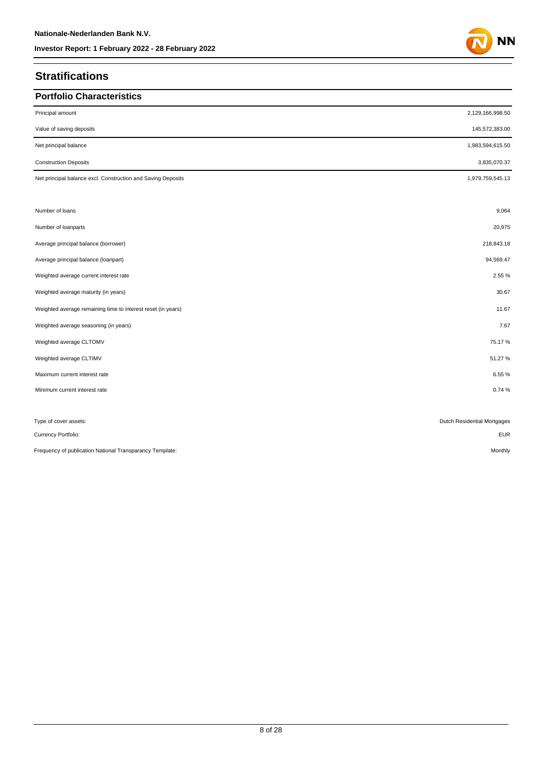## Stratifications

### Portfolio Characteristics

| | |
|---|---|
| Principal amount | 2,129,166,998.50 |
| Value of saving deposits | 145,572,383.00 |
| Net principal balance | 1,983,594,615.50 |
| Construction Deposits | 3,835,070.37 |
| Net principal balance excl. Construction and Saving Deposits | 1,979,759,545.13 |
| | |
| Number of loans | 9,064 |
| Number of loanparts | 20,975 |
| Average principal balance (borrower) | 218,843.18 |
| Average principal balance (loanpart) | 94,569.47 |
| Weighted average current interest rate | 2.55 % |
| Weighted average maturity (in years) | 30.67 |
| Weighted average remaining time to interest reset (in years) | 11.67 |
| Weighted average seasoning (in years) | 7.67 |
| Weighted average CLTOMV | 75.17 % |
| Weighted average CLTIMV | 51.27 % |
| Maximum current interest rate | 6.55 % |
| Minimum current interest rate | 0.74 % |
| | |
| Type of cover assets: | Dutch Residential Mortgages |
| Currency Portfolio: | EUR |
| Frequency of publication National Transparancy Template: | Monthly |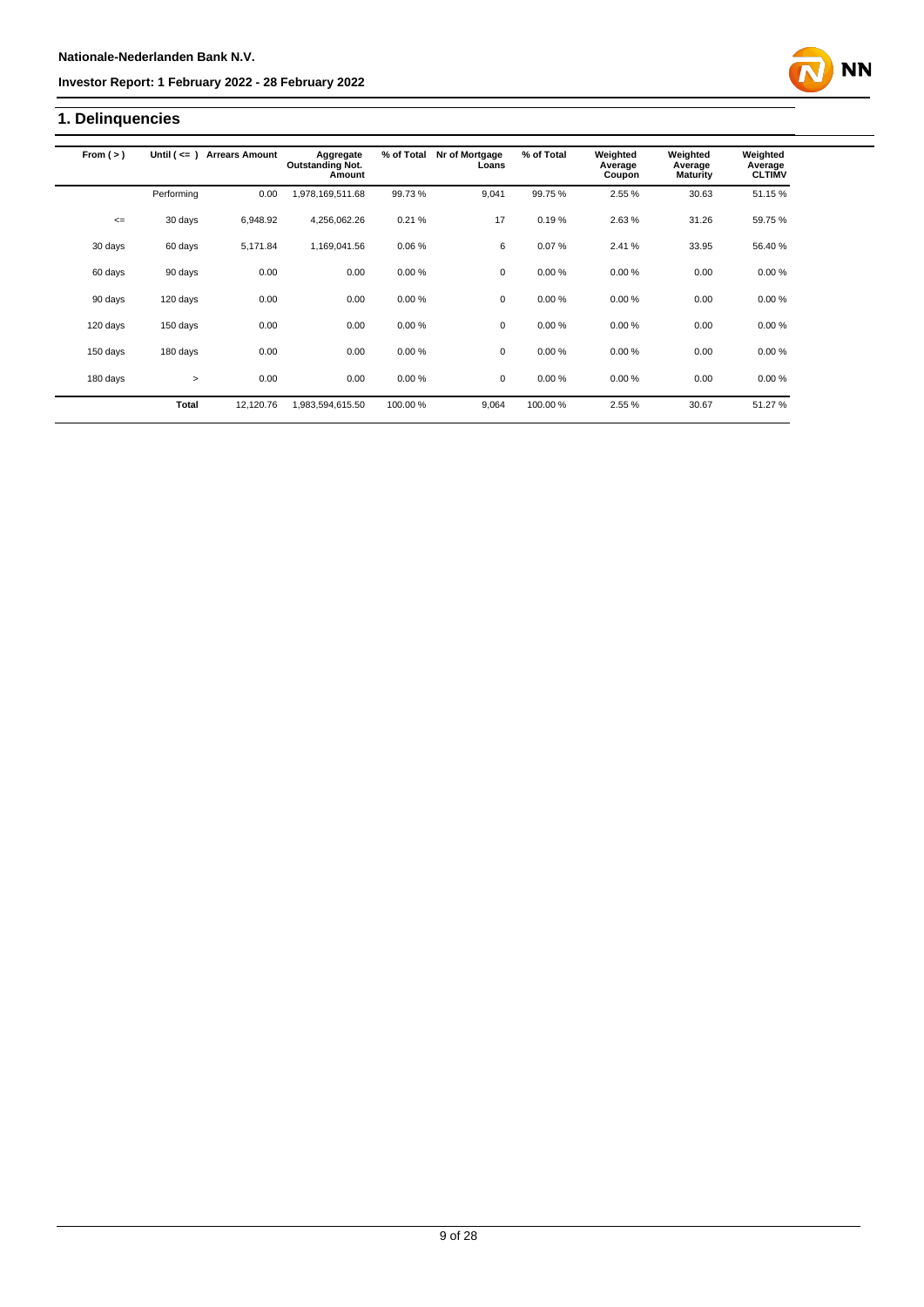## 1. Delinquencies

| From ( > ) | Until ( <= ) | Arrears Amount | Aggregate Outstanding Not. Amount | % of Total | Nr of Mortgage Loans | % of Total | Weighted Average Coupon | Weighted Average Maturity | Weighted Average CLTIMV |
|---|---|---|---|---|---|---|---|---|---|
| | Performing | 0.00 | 1,978,169,511.68 | 99.73 % | 9,041 | 99.75 % | 2.55 % | 30.63 | 51.15 % |
| <= | 30 days | 6,948.92 | 4,256,062.26 | 0.21 % | 17 | 0.19 % | 2.63 % | 31.26 | 59.75 % |
| 30 days | 60 days | 5,171.84 | 1,169,041.56 | 0.06 % | 6 | 0.07 % | 2.41 % | 33.95 | 56.40 % |
| 60 days | 90 days | 0.00 | 0.00 | 0.00 % | 0 | 0.00 % | 0.00 % | 0.00 | 0.00 % |
| 90 days | 120 days | 0.00 | 0.00 | 0.00 % | 0 | 0.00 % | 0.00 % | 0.00 | 0.00 % |
| 120 days | 150 days | 0.00 | 0.00 | 0.00 % | 0 | 0.00 % | 0.00 % | 0.00 | 0.00 % |
| 150 days | 180 days | 0.00 | 0.00 | 0.00 % | 0 | 0.00 % | 0.00 % | 0.00 | 0.00 % |
| 180 days | > | 0.00 | 0.00 | 0.00 % | 0 | 0.00 % | 0.00 % | 0.00 | 0.00 % |
| | **Total** | 12,120.76 | 1,983,594,615.50 | 100.00 % | 9,064 | 100.00 % | 2.55 % | 30.67 | 51.27 % |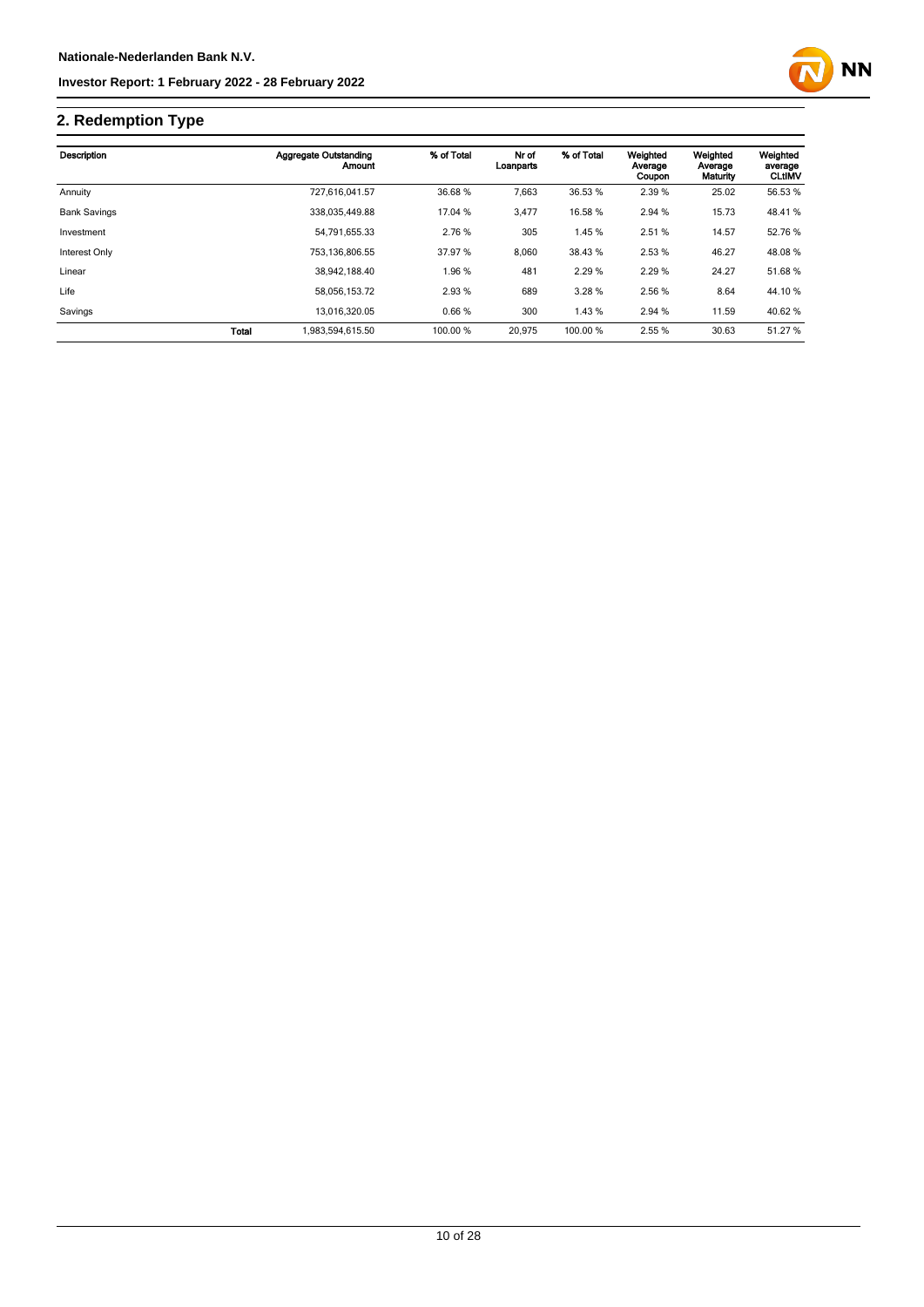## 2. Redemption Type

| Description | | Aggregate Outstanding Amount | % of Total | Nr of Loanparts | % of Total | Weighted Average Coupon | Weighted Average Maturity | Weighted average CLtIMV |
|---|---|---|---|---|---|---|---|---|
| Annuity | | 727,616,041.57 | 36.68 % | 7,663 | 36.53 % | 2.39 % | 25.02 | 56.53 % |
| Bank Savings | | 338,035,449.88 | 17.04 % | 3,477 | 16.58 % | 2.94 % | 15.73 | 48.41 % |
| Investment | | 54,791,655.33 | 2.76 % | 305 | 1.45 % | 2.51 % | 14.57 | 52.76 % |
| Interest Only | | 753,136,806.55 | 37.97 % | 8,060 | 38.43 % | 2.53 % | 46.27 | 48.08 % |
| Linear | | 38,942,188.40 | 1.96 % | 481 | 2.29 % | 2.29 % | 24.27 | 51.68 % |
| Life | | 58,056,153.72 | 2.93 % | 689 | 3.28 % | 2.56 % | 8.64 | 44.10 % |
| Savings | | 13,016,320.05 | 0.66 % | 300 | 1.43 % | 2.94 % | 11.59 | 40.62 % |
| | **Total** | 1,983,594,615.50 | 100.00 % | 20,975 | 100.00 % | 2.55 % | 30.63 | 51.27 % |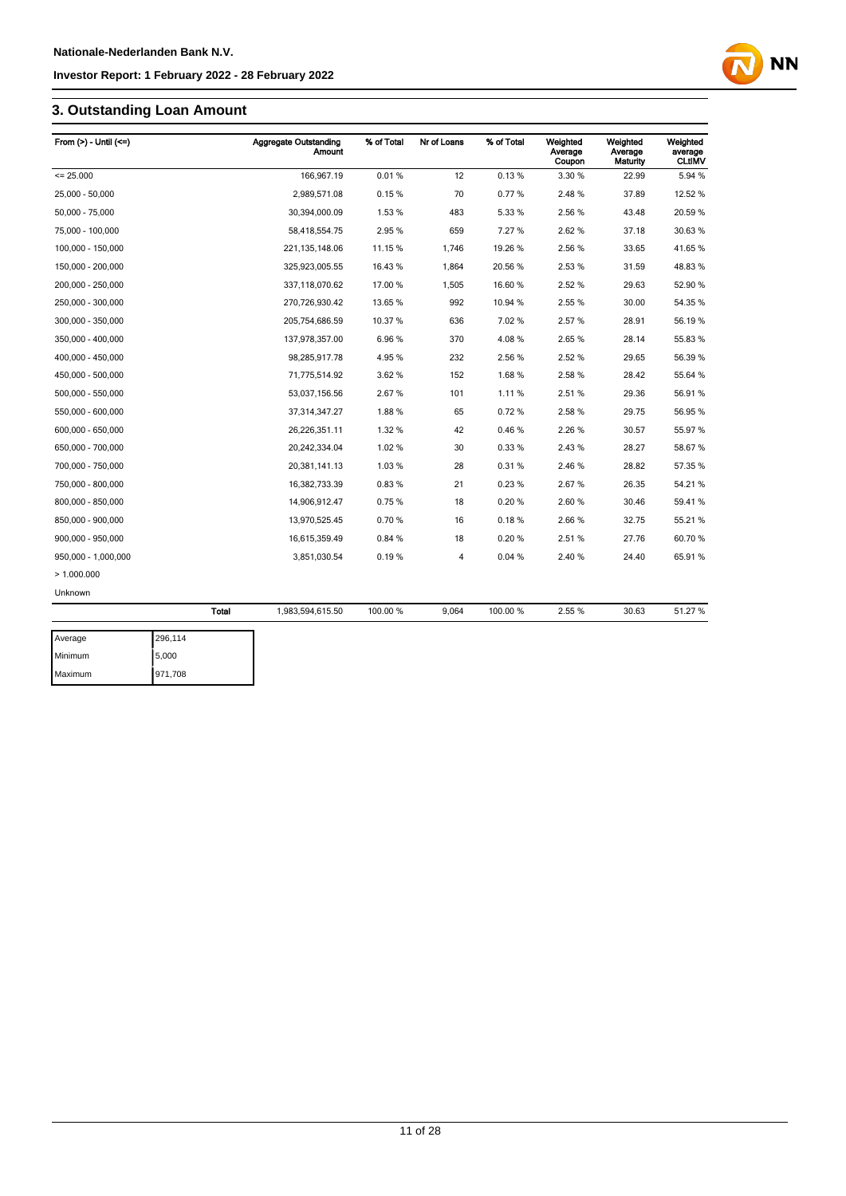## 3. Outstanding Loan Amount

| From (>) - Until (<=) | Aggregate Outstanding Amount | % of Total | Nr of Loans | % of Total | Weighted Average Coupon | Weighted Average Maturity | Weighted average CLtIMV |
|---|---|---|---|---|---|---|---|
| <= 25.000 | 166,967.19 | 0.01 % | 12 | 0.13 % | 3.30 % | 22.99 | 5.94 % |
| 25,000 - 50,000 | 2,989,571.08 | 0.15 % | 70 | 0.77 % | 2.48 % | 37.89 | 12.52 % |
| 50,000 - 75,000 | 30,394,000.09 | 1.53 % | 483 | 5.33 % | 2.56 % | 43.48 | 20.59 % |
| 75,000 - 100,000 | 58,418,554.75 | 2.95 % | 659 | 7.27 % | 2.62 % | 37.18 | 30.63 % |
| 100,000 - 150,000 | 221,135,148.06 | 11.15 % | 1,746 | 19.26 % | 2.56 % | 33.65 | 41.65 % |
| 150,000 - 200,000 | 325,923,005.55 | 16.43 % | 1,864 | 20.56 % | 2.53 % | 31.59 | 48.83 % |
| 200,000 - 250,000 | 337,118,070.62 | 17.00 % | 1,505 | 16.60 % | 2.52 % | 29.63 | 52.90 % |
| 250,000 - 300,000 | 270,726,930.42 | 13.65 % | 992 | 10.94 % | 2.55 % | 30.00 | 54.35 % |
| 300,000 - 350,000 | 205,754,686.59 | 10.37 % | 636 | 7.02 % | 2.57 % | 28.91 | 56.19 % |
| 350,000 - 400,000 | 137,978,357.00 | 6.96 % | 370 | 4.08 % | 2.65 % | 28.14 | 55.83 % |
| 400,000 - 450,000 | 98,285,917.78 | 4.95 % | 232 | 2.56 % | 2.52 % | 29.65 | 56.39 % |
| 450,000 - 500,000 | 71,775,514.92 | 3.62 % | 152 | 1.68 % | 2.58 % | 28.42 | 55.64 % |
| 500,000 - 550,000 | 53,037,156.56 | 2.67 % | 101 | 1.11 % | 2.51 % | 29.36 | 56.91 % |
| 550,000 - 600,000 | 37,314,347.27 | 1.88 % | 65 | 0.72 % | 2.58 % | 29.75 | 56.95 % |
| 600,000 - 650,000 | 26,226,351.11 | 1.32 % | 42 | 0.46 % | 2.26 % | 30.57 | 55.97 % |
| 650,000 - 700,000 | 20,242,334.04 | 1.02 % | 30 | 0.33 % | 2.43 % | 28.27 | 58.67 % |
| 700,000 - 750,000 | 20,381,141.13 | 1.03 % | 28 | 0.31 % | 2.46 % | 28.82 | 57.35 % |
| 750,000 - 800,000 | 16,382,733.39 | 0.83 % | 21 | 0.23 % | 2.67 % | 26.35 | 54.21 % |
| 800,000 - 850,000 | 14,906,912.47 | 0.75 % | 18 | 0.20 % | 2.60 % | 30.46 | 59.41 % |
| 850,000 - 900,000 | 13,970,525.45 | 0.70 % | 16 | 0.18 % | 2.66 % | 32.75 | 55.21 % |
| 900,000 - 950,000 | 16,615,359.49 | 0.84 % | 18 | 0.20 % | 2.51 % | 27.76 | 60.70 % |
| 950,000 - 1,000,000 | 3,851,030.54 | 0.19 % | 4 | 0.04 % | 2.40 % | 24.40 | 65.91 % |
| > 1.000.000 | | | | | | | |
| Unknown | | | | | | | |
| **Total** | 1,983,594,615.50 | 100.00 % | 9,064 | 100.00 % | 2.55 % | 30.63 | 51.27 % |

| | |
|---|---|
| Average | 296,114 |
| Minimum | 5,000 |
| Maximum | 971,708 |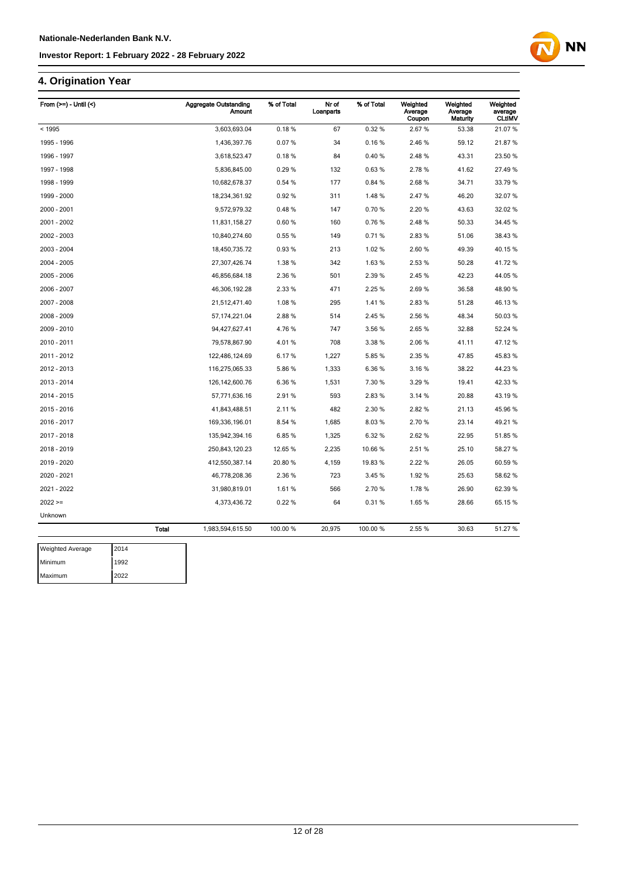## 4. Origination Year

| From (>=) - Until (<) | Aggregate Outstanding Amount | % of Total | Nr of Loanparts | % of Total | Weighted Average Coupon | Weighted Average Maturity | Weighted average CLtIMV |
|---|---|---|---|---|---|---|---|
| < 1995 | 3,603,693.04 | 0.18 % | 67 | 0.32 % | 2.67 % | 53.38 | 21.07 % |
| 1995 - 1996 | 1,436,397.76 | 0.07 % | 34 | 0.16 % | 2.46 % | 59.12 | 21.87 % |
| 1996 - 1997 | 3,618,523.47 | 0.18 % | 84 | 0.40 % | 2.48 % | 43.31 | 23.50 % |
| 1997 - 1998 | 5,836,845.00 | 0.29 % | 132 | 0.63 % | 2.78 % | 41.62 | 27.49 % |
| 1998 - 1999 | 10,682,678.37 | 0.54 % | 177 | 0.84 % | 2.68 % | 34.71 | 33.79 % |
| 1999 - 2000 | 18,234,361.92 | 0.92 % | 311 | 1.48 % | 2.47 % | 46.20 | 32.07 % |
| 2000 - 2001 | 9,572,979.32 | 0.48 % | 147 | 0.70 % | 2.20 % | 43.63 | 32.02 % |
| 2001 - 2002 | 11,831,158.27 | 0.60 % | 160 | 0.76 % | 2.48 % | 50.33 | 34.45 % |
| 2002 - 2003 | 10,840,274.60 | 0.55 % | 149 | 0.71 % | 2.83 % | 51.06 | 38.43 % |
| 2003 - 2004 | 18,450,735.72 | 0.93 % | 213 | 1.02 % | 2.60 % | 49.39 | 40.15 % |
| 2004 - 2005 | 27,307,426.74 | 1.38 % | 342 | 1.63 % | 2.53 % | 50.28 | 41.72 % |
| 2005 - 2006 | 46,856,684.18 | 2.36 % | 501 | 2.39 % | 2.45 % | 42.23 | 44.05 % |
| 2006 - 2007 | 46,306,192.28 | 2.33 % | 471 | 2.25 % | 2.69 % | 36.58 | 48.90 % |
| 2007 - 2008 | 21,512,471.40 | 1.08 % | 295 | 1.41 % | 2.83 % | 51.28 | 46.13 % |
| 2008 - 2009 | 57,174,221.04 | 2.88 % | 514 | 2.45 % | 2.56 % | 48.34 | 50.03 % |
| 2009 - 2010 | 94,427,627.41 | 4.76 % | 747 | 3.56 % | 2.65 % | 32.88 | 52.24 % |
| 2010 - 2011 | 79,578,867.90 | 4.01 % | 708 | 3.38 % | 2.06 % | 41.11 | 47.12 % |
| 2011 - 2012 | 122,486,124.69 | 6.17 % | 1,227 | 5.85 % | 2.35 % | 47.85 | 45.83 % |
| 2012 - 2013 | 116,275,065.33 | 5.86 % | 1,333 | 6.36 % | 3.16 % | 38.22 | 44.23 % |
| 2013 - 2014 | 126,142,600.76 | 6.36 % | 1,531 | 7.30 % | 3.29 % | 19.41 | 42.33 % |
| 2014 - 2015 | 57,771,636.16 | 2.91 % | 593 | 2.83 % | 3.14 % | 20.88 | 43.19 % |
| 2015 - 2016 | 41,843,488.51 | 2.11 % | 482 | 2.30 % | 2.82 % | 21.13 | 45.96 % |
| 2016 - 2017 | 169,336,196.01 | 8.54 % | 1,685 | 8.03 % | 2.70 % | 23.14 | 49.21 % |
| 2017 - 2018 | 135,942,394.16 | 6.85 % | 1,325 | 6.32 % | 2.62 % | 22.95 | 51.85 % |
| 2018 - 2019 | 250,843,120.23 | 12.65 % | 2,235 | 10.66 % | 2.51 % | 25.10 | 58.27 % |
| 2019 - 2020 | 412,550,387.14 | 20.80 % | 4,159 | 19.83 % | 2.22 % | 26.05 | 60.59 % |
| 2020 - 2021 | 46,778,208.36 | 2.36 % | 723 | 3.45 % | 1.92 % | 25.63 | 58.62 % |
| 2021 - 2022 | 31,980,819.01 | 1.61 % | 566 | 2.70 % | 1.78 % | 26.90 | 62.39 % |
| 2022 >= | 4,373,436.72 | 0.22 % | 64 | 0.31 % | 1.65 % | 28.66 | 65.15 % |
| Unknown | | | | | | | |
| **Total** | 1,983,594,615.50 | 100.00 % | 20,975 | 100.00 % | 2.55 % | 30.63 | 51.27 % |

| | |
|---|---|
| Weighted Average | 2014 |
| Minimum | 1992 |
| Maximum | 2022 |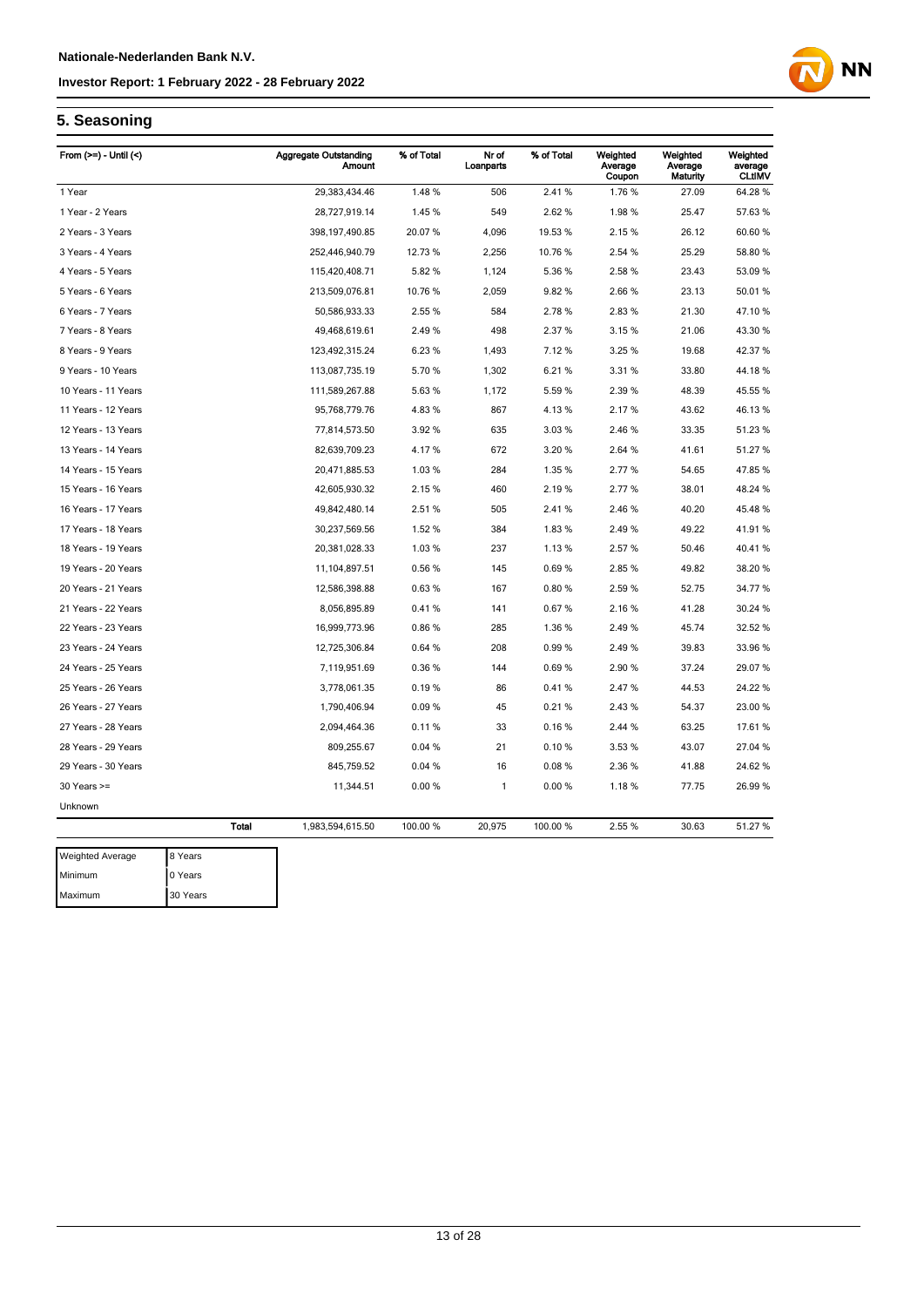## 5. Seasoning

| From (>=) - Until (<) | | Aggregate Outstanding Amount | % of Total | Nr of Loanparts | % of Total | Weighted Average Coupon | Weighted Average Maturity | Weighted average CLtIMV |
|---|---|---|---|---|---|---|---|---|
| 1 Year | | 29,383,434.46 | 1.48 % | 506 | 2.41 % | 1.76 % | 27.09 | 64.28 % |
| 1 Year - 2 Years | | 28,727,919.14 | 1.45 % | 549 | 2.62 % | 1.98 % | 25.47 | 57.63 % |
| 2 Years - 3 Years | | 398,197,490.85 | 20.07 % | 4,096 | 19.53 % | 2.15 % | 26.12 | 60.60 % |
| 3 Years - 4 Years | | 252,446,940.79 | 12.73 % | 2,256 | 10.76 % | 2.54 % | 25.29 | 58.80 % |
| 4 Years - 5 Years | | 115,420,408.71 | 5.82 % | 1,124 | 5.36 % | 2.58 % | 23.43 | 53.09 % |
| 5 Years - 6 Years | | 213,509,076.81 | 10.76 % | 2,059 | 9.82 % | 2.66 % | 23.13 | 50.01 % |
| 6 Years - 7 Years | | 50,586,933.33 | 2.55 % | 584 | 2.78 % | 2.83 % | 21.30 | 47.10 % |
| 7 Years - 8 Years | | 49,468,619.61 | 2.49 % | 498 | 2.37 % | 3.15 % | 21.06 | 43.30 % |
| 8 Years - 9 Years | | 123,492,315.24 | 6.23 % | 1,493 | 7.12 % | 3.25 % | 19.68 | 42.37 % |
| 9 Years - 10 Years | | 113,087,735.19 | 5.70 % | 1,302 | 6.21 % | 3.31 % | 33.80 | 44.18 % |
| 10 Years - 11 Years | | 111,589,267.88 | 5.63 % | 1,172 | 5.59 % | 2.39 % | 48.39 | 45.55 % |
| 11 Years - 12 Years | | 95,768,779.76 | 4.83 % | 867 | 4.13 % | 2.17 % | 43.62 | 46.13 % |
| 12 Years - 13 Years | | 77,814,573.50 | 3.92 % | 635 | 3.03 % | 2.46 % | 33.35 | 51.23 % |
| 13 Years - 14 Years | | 82,639,709.23 | 4.17 % | 672 | 3.20 % | 2.64 % | 41.61 | 51.27 % |
| 14 Years - 15 Years | | 20,471,885.53 | 1.03 % | 284 | 1.35 % | 2.77 % | 54.65 | 47.85 % |
| 15 Years - 16 Years | | 42,605,930.32 | 2.15 % | 460 | 2.19 % | 2.77 % | 38.01 | 48.24 % |
| 16 Years - 17 Years | | 49,842,480.14 | 2.51 % | 505 | 2.41 % | 2.46 % | 40.20 | 45.48 % |
| 17 Years - 18 Years | | 30,237,569.56 | 1.52 % | 384 | 1.83 % | 2.49 % | 49.22 | 41.91 % |
| 18 Years - 19 Years | | 20,381,028.33 | 1.03 % | 237 | 1.13 % | 2.57 % | 50.46 | 40.41 % |
| 19 Years - 20 Years | | 11,104,897.51 | 0.56 % | 145 | 0.69 % | 2.85 % | 49.82 | 38.20 % |
| 20 Years - 21 Years | | 12,586,398.88 | 0.63 % | 167 | 0.80 % | 2.59 % | 52.75 | 34.77 % |
| 21 Years - 22 Years | | 8,056,895.89 | 0.41 % | 141 | 0.67 % | 2.16 % | 41.28 | 30.24 % |
| 22 Years - 23 Years | | 16,999,773.96 | 0.86 % | 285 | 1.36 % | 2.49 % | 45.74 | 32.52 % |
| 23 Years - 24 Years | | 12,725,306.84 | 0.64 % | 208 | 0.99 % | 2.49 % | 39.83 | 33.96 % |
| 24 Years - 25 Years | | 7,119,951.69 | 0.36 % | 144 | 0.69 % | 2.90 % | 37.24 | 29.07 % |
| 25 Years - 26 Years | | 3,778,061.35 | 0.19 % | 86 | 0.41 % | 2.47 % | 44.53 | 24.22 % |
| 26 Years - 27 Years | | 1,790,406.94 | 0.09 % | 45 | 0.21 % | 2.43 % | 54.37 | 23.00 % |
| 27 Years - 28 Years | | 2,094,464.36 | 0.11 % | 33 | 0.16 % | 2.44 % | 63.25 | 17.61 % |
| 28 Years - 29 Years | | 809,255.67 | 0.04 % | 21 | 0.10 % | 3.53 % | 43.07 | 27.04 % |
| 29 Years - 30 Years | | 845,759.52 | 0.04 % | 16 | 0.08 % | 2.36 % | 41.88 | 24.62 % |
| 30 Years >= | | 11,344.51 | 0.00 % | 1 | 0.00 % | 1.18 % | 77.75 | 26.99 % |
| Unknown | | | | | | | | |
| | **Total** | 1,983,594,615.50 | 100.00 % | 20,975 | 100.00 % | 2.55 % | 30.63 | 51.27 % |

| | |
|---|---|
| Weighted Average | 8 Years |
| Minimum | 0 Years |
| Maximum | 30 Years |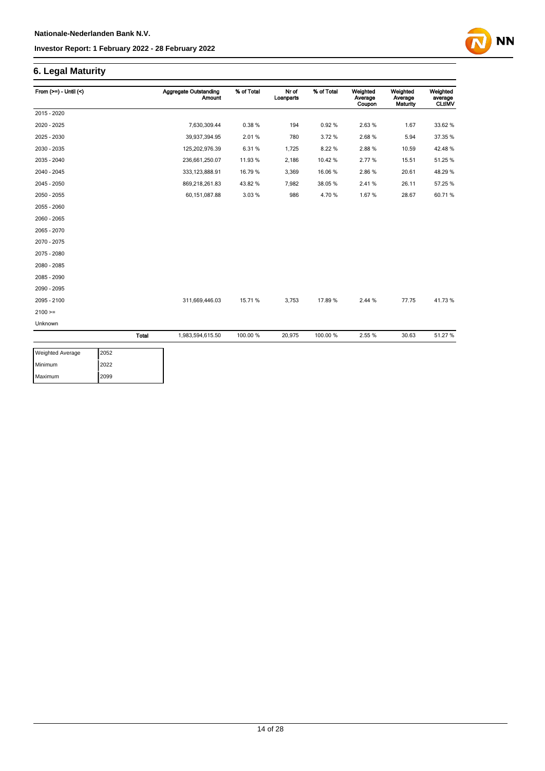## 6. Legal Maturity

| From (>=) - Until (<) | | Aggregate Outstanding Amount | % of Total | Nr of Loanparts | % of Total | Weighted Average Coupon | Weighted Average Maturity | Weighted average CLtIMV |
|---|---|---|---|---|---|---|---|---|
| 2015 - 2020 | | | | | | | | |
| 2020 - 2025 | | 7,630,309.44 | 0.38 % | 194 | 0.92 % | 2.63 % | 1.67 | 33.62 % |
| 2025 - 2030 | | 39,937,394.95 | 2.01 % | 780 | 3.72 % | 2.68 % | 5.94 | 37.35 % |
| 2030 - 2035 | | 125,202,976.39 | 6.31 % | 1,725 | 8.22 % | 2.88 % | 10.59 | 42.48 % |
| 2035 - 2040 | | 236,661,250.07 | 11.93 % | 2,186 | 10.42 % | 2.77 % | 15.51 | 51.25 % |
| 2040 - 2045 | | 333,123,888.91 | 16.79 % | 3,369 | 16.06 % | 2.86 % | 20.61 | 48.29 % |
| 2045 - 2050 | | 869,218,261.83 | 43.82 % | 7,982 | 38.05 % | 2.41 % | 26.11 | 57.25 % |
| 2050 - 2055 | | 60,151,087.88 | 3.03 % | 986 | 4.70 % | 1.67 % | 28.67 | 60.71 % |
| 2055 - 2060 | | | | | | | | |
| 2060 - 2065 | | | | | | | | |
| 2065 - 2070 | | | | | | | | |
| 2070 - 2075 | | | | | | | | |
| 2075 - 2080 | | | | | | | | |
| 2080 - 2085 | | | | | | | | |
| 2085 - 2090 | | | | | | | | |
| 2090 - 2095 | | | | | | | | |
| 2095 - 2100 | | 311,669,446.03 | 15.71 % | 3,753 | 17.89 % | 2.44 % | 77.75 | 41.73 % |
| 2100 >= | | | | | | | | |
| Unknown | | | | | | | | |
| | **Total** | 1,983,594,615.50 | 100.00 % | 20,975 | 100.00 % | 2.55 % | 30.63 | 51.27 % |

| | |
|---|---|
| Weighted Average | 2052 |
| Minimum | 2022 |
| Maximum | 2099 |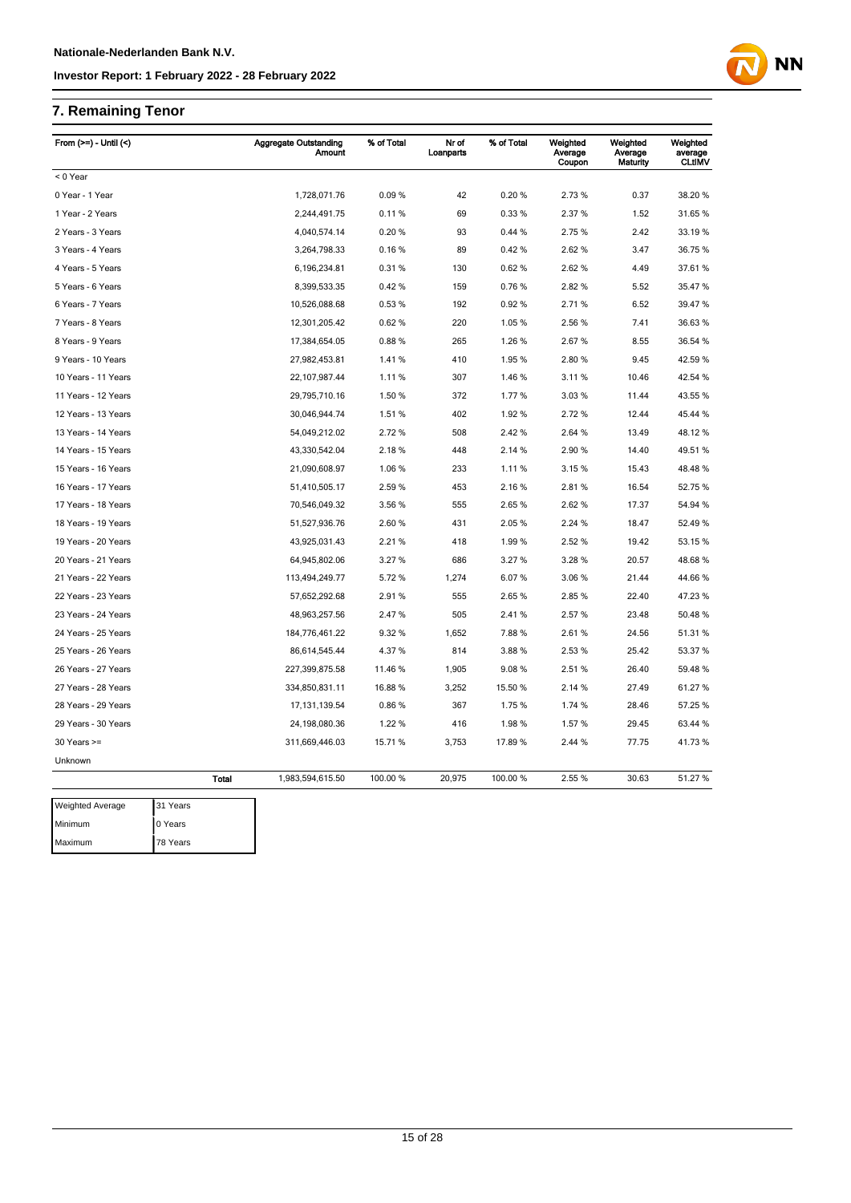## 7. Remaining Tenor

| From (>=) - Until (<) | Aggregate Outstanding Amount | % of Total | Nr of Loanparts | % of Total | Weighted Average Coupon | Weighted Average Maturity | Weighted average CLtIMV |
|---|---|---|---|---|---|---|---|
| < 0 Year | | | | | | | |
| 0 Year - 1 Year | 1,728,071.76 | 0.09 % | 42 | 0.20 % | 2.73 % | 0.37 | 38.20 % |
| 1 Year - 2 Years | 2,244,491.75 | 0.11 % | 69 | 0.33 % | 2.37 % | 1.52 | 31.65 % |
| 2 Years - 3 Years | 4,040,574.14 | 0.20 % | 93 | 0.44 % | 2.75 % | 2.42 | 33.19 % |
| 3 Years - 4 Years | 3,264,798.33 | 0.16 % | 89 | 0.42 % | 2.62 % | 3.47 | 36.75 % |
| 4 Years - 5 Years | 6,196,234.81 | 0.31 % | 130 | 0.62 % | 2.62 % | 4.49 | 37.61 % |
| 5 Years - 6 Years | 8,399,533.35 | 0.42 % | 159 | 0.76 % | 2.82 % | 5.52 | 35.47 % |
| 6 Years - 7 Years | 10,526,088.68 | 0.53 % | 192 | 0.92 % | 2.71 % | 6.52 | 39.47 % |
| 7 Years - 8 Years | 12,301,205.42 | 0.62 % | 220 | 1.05 % | 2.56 % | 7.41 | 36.63 % |
| 8 Years - 9 Years | 17,384,654.05 | 0.88 % | 265 | 1.26 % | 2.67 % | 8.55 | 36.54 % |
| 9 Years - 10 Years | 27,982,453.81 | 1.41 % | 410 | 1.95 % | 2.80 % | 9.45 | 42.59 % |
| 10 Years - 11 Years | 22,107,987.44 | 1.11 % | 307 | 1.46 % | 3.11 % | 10.46 | 42.54 % |
| 11 Years - 12 Years | 29,795,710.16 | 1.50 % | 372 | 1.77 % | 3.03 % | 11.44 | 43.55 % |
| 12 Years - 13 Years | 30,046,944.74 | 1.51 % | 402 | 1.92 % | 2.72 % | 12.44 | 45.44 % |
| 13 Years - 14 Years | 54,049,212.02 | 2.72 % | 508 | 2.42 % | 2.64 % | 13.49 | 48.12 % |
| 14 Years - 15 Years | 43,330,542.04 | 2.18 % | 448 | 2.14 % | 2.90 % | 14.40 | 49.51 % |
| 15 Years - 16 Years | 21,090,608.97 | 1.06 % | 233 | 1.11 % | 3.15 % | 15.43 | 48.48 % |
| 16 Years - 17 Years | 51,410,505.17 | 2.59 % | 453 | 2.16 % | 2.81 % | 16.54 | 52.75 % |
| 17 Years - 18 Years | 70,546,049.32 | 3.56 % | 555 | 2.65 % | 2.62 % | 17.37 | 54.94 % |
| 18 Years - 19 Years | 51,527,936.76 | 2.60 % | 431 | 2.05 % | 2.24 % | 18.47 | 52.49 % |
| 19 Years - 20 Years | 43,925,031.43 | 2.21 % | 418 | 1.99 % | 2.52 % | 19.42 | 53.15 % |
| 20 Years - 21 Years | 64,945,802.06 | 3.27 % | 686 | 3.27 % | 3.28 % | 20.57 | 48.68 % |
| 21 Years - 22 Years | 113,494,249.77 | 5.72 % | 1,274 | 6.07 % | 3.06 % | 21.44 | 44.66 % |
| 22 Years - 23 Years | 57,652,292.68 | 2.91 % | 555 | 2.65 % | 2.85 % | 22.40 | 47.23 % |
| 23 Years - 24 Years | 48,963,257.56 | 2.47 % | 505 | 2.41 % | 2.57 % | 23.48 | 50.48 % |
| 24 Years - 25 Years | 184,776,461.22 | 9.32 % | 1,652 | 7.88 % | 2.61 % | 24.56 | 51.31 % |
| 25 Years - 26 Years | 86,614,545.44 | 4.37 % | 814 | 3.88 % | 2.53 % | 25.42 | 53.37 % |
| 26 Years - 27 Years | 227,399,875.58 | 11.46 % | 1,905 | 9.08 % | 2.51 % | 26.40 | 59.48 % |
| 27 Years - 28 Years | 334,850,831.11 | 16.88 % | 3,252 | 15.50 % | 2.14 % | 27.49 | 61.27 % |
| 28 Years - 29 Years | 17,131,139.54 | 0.86 % | 367 | 1.75 % | 1.74 % | 28.46 | 57.25 % |
| 29 Years - 30 Years | 24,198,080.36 | 1.22 % | 416 | 1.98 % | 1.57 % | 29.45 | 63.44 % |
| 30 Years >= | 311,669,446.03 | 15.71 % | 3,753 | 17.89 % | 2.44 % | 77.75 | 41.73 % |
| Unknown | | | | | | | |
| **Total** | 1,983,594,615.50 | 100.00 % | 20,975 | 100.00 % | 2.55 % | 30.63 | 51.27 % |

| | |
|---|---|
| Weighted Average | 31 Years |
| Minimum | 0 Years |
| Maximum | 78 Years |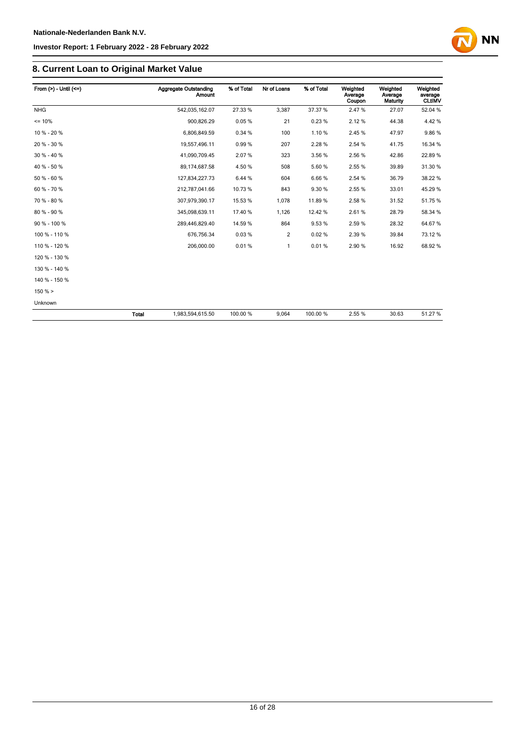## 8. Current Loan to Original Market Value

| From (>) - Until (<=) | Aggregate Outstanding Amount | % of Total | Nr of Loans | % of Total | Weighted Average Coupon | Weighted Average Maturity | Weighted average CLtIMV |
|---|---|---|---|---|---|---|---|
| NHG | 542,035,162.07 | 27.33 % | 3,387 | 37.37 % | 2.47 % | 27.07 | 52.04 % |
| <= 10% | 900,826.29 | 0.05 % | 21 | 0.23 % | 2.12 % | 44.38 | 4.42 % |
| 10 % - 20 % | 6,806,849.59 | 0.34 % | 100 | 1.10 % | 2.45 % | 47.97 | 9.86 % |
| 20 % - 30 % | 19,557,496.11 | 0.99 % | 207 | 2.28 % | 2.54 % | 41.75 | 16.34 % |
| 30 % - 40 % | 41,090,709.45 | 2.07 % | 323 | 3.56 % | 2.56 % | 42.86 | 22.89 % |
| 40 % - 50 % | 89,174,687.58 | 4.50 % | 508 | 5.60 % | 2.55 % | 39.89 | 31.30 % |
| 50 % - 60 % | 127,834,227.73 | 6.44 % | 604 | 6.66 % | 2.54 % | 36.79 | 38.22 % |
| 60 % - 70 % | 212,787,041.66 | 10.73 % | 843 | 9.30 % | 2.55 % | 33.01 | 45.29 % |
| 70 % - 80 % | 307,979,390.17 | 15.53 % | 1,078 | 11.89 % | 2.58 % | 31.52 | 51.75 % |
| 80 % - 90 % | 345,098,639.11 | 17.40 % | 1,126 | 12.42 % | 2.61 % | 28.79 | 58.34 % |
| 90 % - 100 % | 289,446,829.40 | 14.59 % | 864 | 9.53 % | 2.59 % | 28.32 | 64.67 % |
| 100 % - 110 % | 676,756.34 | 0.03 % | 2 | 0.02 % | 2.39 % | 39.84 | 73.12 % |
| 110 % - 120 % | 206,000.00 | 0.01 % | 1 | 0.01 % | 2.90 % | 16.92 | 68.92 % |
| 120 % - 130 % | | | | | | | |
| 130 % - 140 % | | | | | | | |
| 140 % - 150 % | | | | | | | |
| 150 % > | | | | | | | |
| Unknown | | | | | | | |
| **Total** | 1,983,594,615.50 | 100.00 % | 9,064 | 100.00 % | 2.55 % | 30.63 | 51.27 % |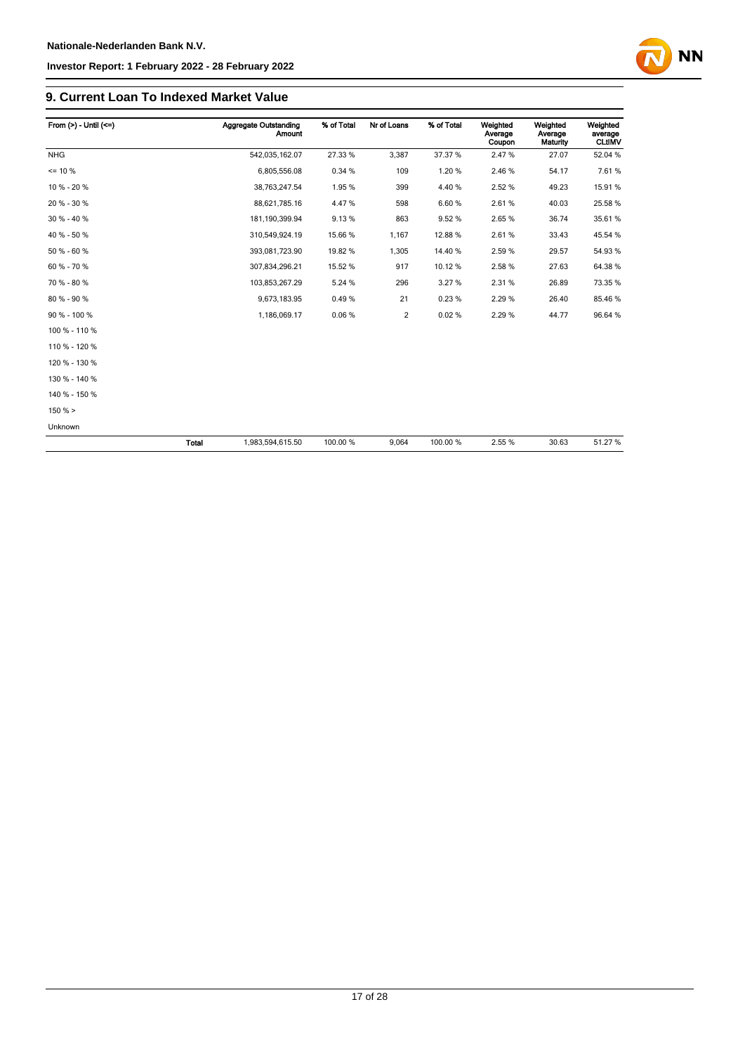## 9. Current Loan To Indexed Market Value

| From (>) - Until (<=) | | Aggregate Outstanding Amount | % of Total | Nr of Loans | % of Total | Weighted Average Coupon | Weighted Average Maturity | Weighted average CLtIMV |
|---|---|---|---|---|---|---|---|---|
| NHG | | 542,035,162.07 | 27.33 % | 3,387 | 37.37 % | 2.47 % | 27.07 | 52.04 % |
| <= 10 % | | 6,805,556.08 | 0.34 % | 109 | 1.20 % | 2.46 % | 54.17 | 7.61 % |
| 10 % - 20 % | | 38,763,247.54 | 1.95 % | 399 | 4.40 % | 2.52 % | 49.23 | 15.91 % |
| 20 % - 30 % | | 88,621,785.16 | 4.47 % | 598 | 6.60 % | 2.61 % | 40.03 | 25.58 % |
| 30 % - 40 % | | 181,190,399.94 | 9.13 % | 863 | 9.52 % | 2.65 % | 36.74 | 35.61 % |
| 40 % - 50 % | | 310,549,924.19 | 15.66 % | 1,167 | 12.88 % | 2.61 % | 33.43 | 45.54 % |
| 50 % - 60 % | | 393,081,723.90 | 19.82 % | 1,305 | 14.40 % | 2.59 % | 29.57 | 54.93 % |
| 60 % - 70 % | | 307,834,296.21 | 15.52 % | 917 | 10.12 % | 2.58 % | 27.63 | 64.38 % |
| 70 % - 80 % | | 103,853,267.29 | 5.24 % | 296 | 3.27 % | 2.31 % | 26.89 | 73.35 % |
| 80 % - 90 % | | 9,673,183.95 | 0.49 % | 21 | 0.23 % | 2.29 % | 26.40 | 85.46 % |
| 90 % - 100 % | | 1,186,069.17 | 0.06 % | 2 | 0.02 % | 2.29 % | 44.77 | 96.64 % |
| 100 % - 110 % | | | | | | | | |
| 110 % - 120 % | | | | | | | | |
| 120 % - 130 % | | | | | | | | |
| 130 % - 140 % | | | | | | | | |
| 140 % - 150 % | | | | | | | | |
| 150 % > | | | | | | | | |
| Unknown | | | | | | | | |
| | **Total** | 1,983,594,615.50 | 100.00 % | 9,064 | 100.00 % | 2.55 % | 30.63 | 51.27 % |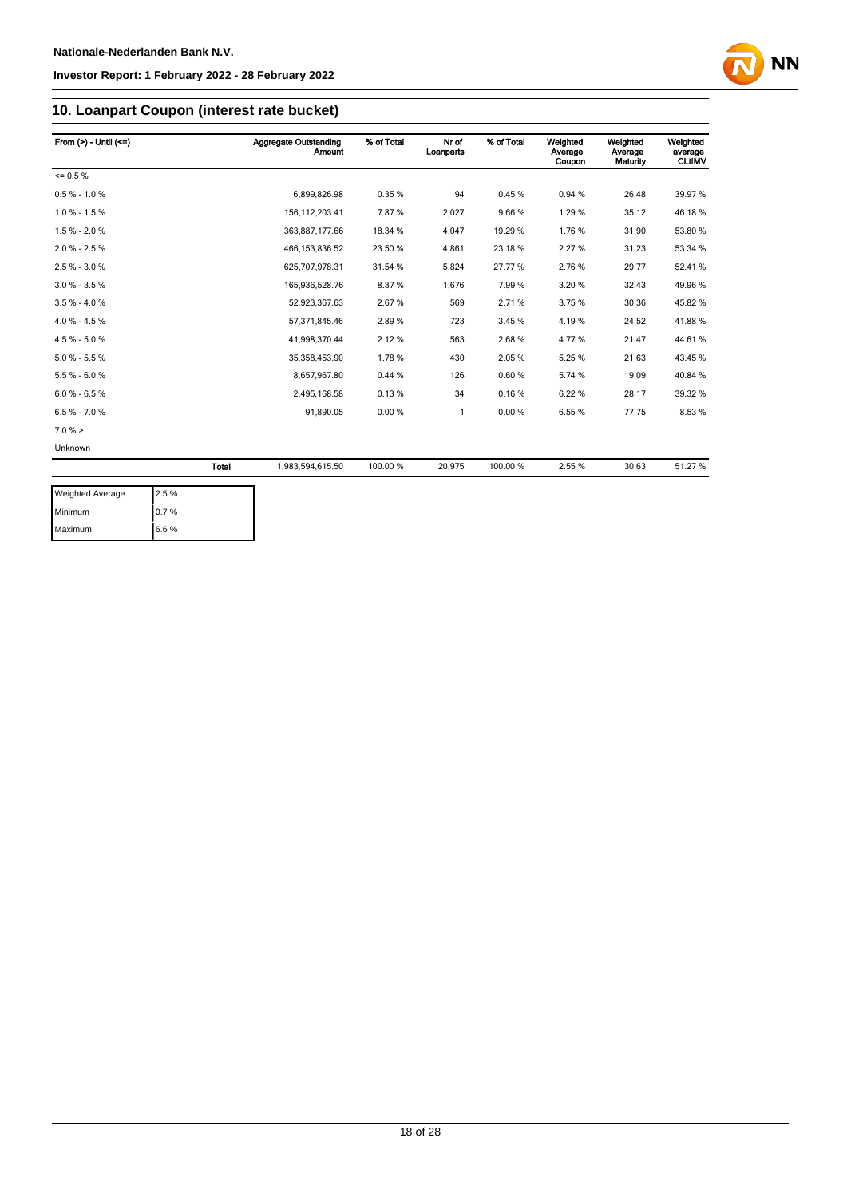## 10. Loanpart Coupon (interest rate bucket)

| From (>) - Until (<=) | | Aggregate Outstanding Amount | % of Total | Nr of Loanparts | % of Total | Weighted Average Coupon | Weighted Average Maturity | Weighted average CLtIMV |
|---|---|---|---|---|---|---|---|---|
| <= 0.5 % | | | | | | | | |
| 0.5 % - 1.0 % | | 6,899,826.98 | 0.35 % | 94 | 0.45 % | 0.94 % | 26.48 | 39.97 % |
| 1.0 % - 1.5 % | | 156,112,203.41 | 7.87 % | 2,027 | 9.66 % | 1.29 % | 35.12 | 46.18 % |
| 1.5 % - 2.0 % | | 363,887,177.66 | 18.34 % | 4,047 | 19.29 % | 1.76 % | 31.90 | 53.80 % |
| 2.0 % - 2.5 % | | 466,153,836.52 | 23.50 % | 4,861 | 23.18 % | 2.27 % | 31.23 | 53.34 % |
| 2.5 % - 3.0 % | | 625,707,978.31 | 31.54 % | 5,824 | 27.77 % | 2.76 % | 29.77 | 52.41 % |
| 3.0 % - 3.5 % | | 165,936,528.76 | 8.37 % | 1,676 | 7.99 % | 3.20 % | 32.43 | 49.96 % |
| 3.5 % - 4.0 % | | 52,923,367.63 | 2.67 % | 569 | 2.71 % | 3.75 % | 30.36 | 45.82 % |
| 4.0 % - 4.5 % | | 57,371,845.46 | 2.89 % | 723 | 3.45 % | 4.19 % | 24.52 | 41.88 % |
| 4.5 % - 5.0 % | | 41,998,370.44 | 2.12 % | 563 | 2.68 % | 4.77 % | 21.47 | 44.61 % |
| 5.0 % - 5.5 % | | 35,358,453.90 | 1.78 % | 430 | 2.05 % | 5.25 % | 21.63 | 43.45 % |
| 5.5 % - 6.0 % | | 8,657,967.80 | 0.44 % | 126 | 0.60 % | 5.74 % | 19.09 | 40.84 % |
| 6.0 % - 6.5 % | | 2,495,168.58 | 0.13 % | 34 | 0.16 % | 6.22 % | 28.17 | 39.32 % |
| 6.5 % - 7.0 % | | 91,890.05 | 0.00 % | 1 | 0.00 % | 6.55 % | 77.75 | 8.53 % |
| 7.0 % > | | | | | | | | |
| Unknown | | | | | | | | |
| | Total | 1,983,594,615.50 | 100.00 % | 20,975 | 100.00 % | 2.55 % | 30.63 | 51.27 % |

| | |
|---|---|
| Weighted Average | 2.5 % |
| Minimum | 0.7 % |
| Maximum | 6.6 % |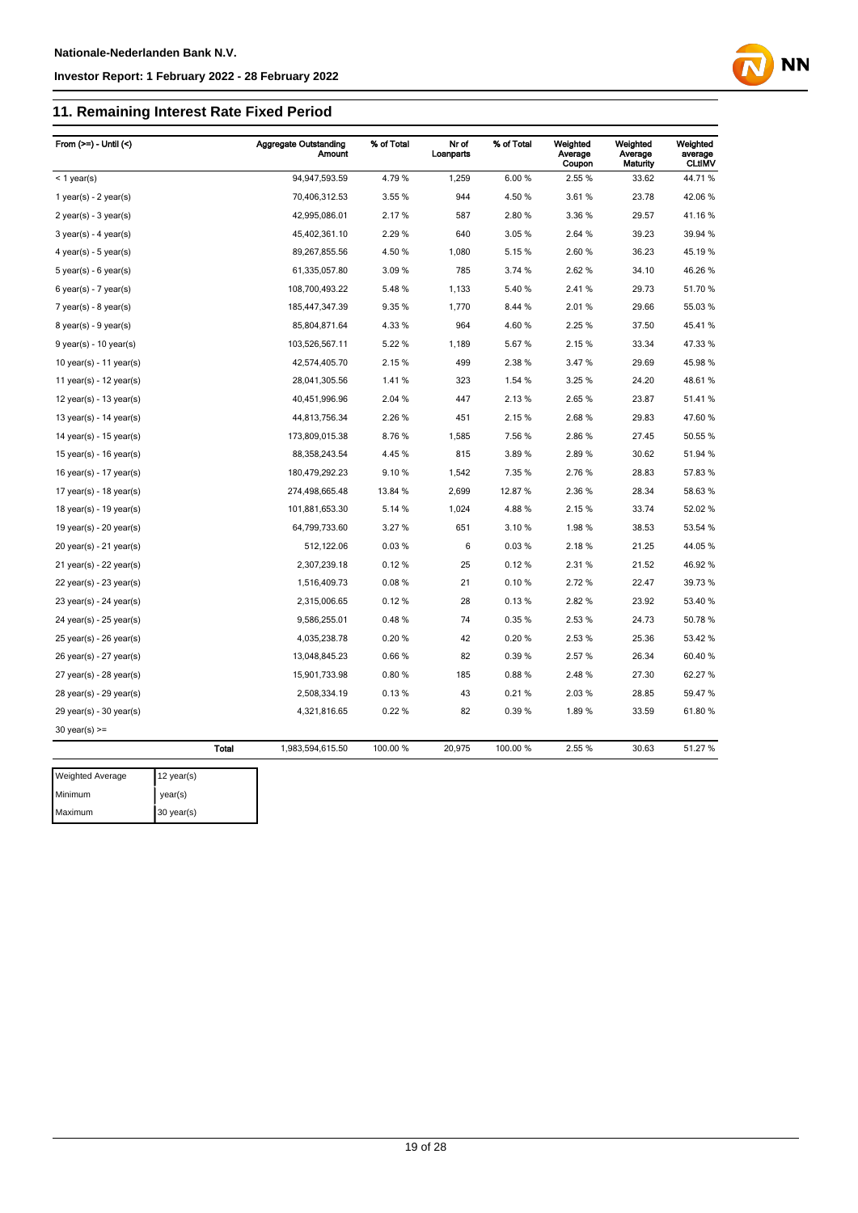## 11. Remaining Interest Rate Fixed Period

| From (>=) - Until (<) | | Aggregate Outstanding Amount | % of Total | Nr of Loanparts | % of Total | Weighted Average Coupon | Weighted Average Maturity | Weighted average CLtIMV |
|---|---|---|---|---|---|---|---|---|
| < 1 year(s) | | 94,947,593.59 | 4.79 % | 1,259 | 6.00 % | 2.55 % | 33.62 | 44.71 % |
| 1 year(s) - 2 year(s) | | 70,406,312.53 | 3.55 % | 944 | 4.50 % | 3.61 % | 23.78 | 42.06 % |
| 2 year(s) - 3 year(s) | | 42,995,086.01 | 2.17 % | 587 | 2.80 % | 3.36 % | 29.57 | 41.16 % |
| 3 year(s) - 4 year(s) | | 45,402,361.10 | 2.29 % | 640 | 3.05 % | 2.64 % | 39.23 | 39.94 % |
| 4 year(s) - 5 year(s) | | 89,267,855.56 | 4.50 % | 1,080 | 5.15 % | 2.60 % | 36.23 | 45.19 % |
| 5 year(s) - 6 year(s) | | 61,335,057.80 | 3.09 % | 785 | 3.74 % | 2.62 % | 34.10 | 46.26 % |
| 6 year(s) - 7 year(s) | | 108,700,493.22 | 5.48 % | 1,133 | 5.40 % | 2.41 % | 29.73 | 51.70 % |
| 7 year(s) - 8 year(s) | | 185,447,347.39 | 9.35 % | 1,770 | 8.44 % | 2.01 % | 29.66 | 55.03 % |
| 8 year(s) - 9 year(s) | | 85,804,871.64 | 4.33 % | 964 | 4.60 % | 2.25 % | 37.50 | 45.41 % |
| 9 year(s) - 10 year(s) | | 103,526,567.11 | 5.22 % | 1,189 | 5.67 % | 2.15 % | 33.34 | 47.33 % |
| 10 year(s) - 11 year(s) | | 42,574,405.70 | 2.15 % | 499 | 2.38 % | 3.47 % | 29.69 | 45.98 % |
| 11 year(s) - 12 year(s) | | 28,041,305.56 | 1.41 % | 323 | 1.54 % | 3.25 % | 24.20 | 48.61 % |
| 12 year(s) - 13 year(s) | | 40,451,996.96 | 2.04 % | 447 | 2.13 % | 2.65 % | 23.87 | 51.41 % |
| 13 year(s) - 14 year(s) | | 44,813,756.34 | 2.26 % | 451 | 2.15 % | 2.68 % | 29.83 | 47.60 % |
| 14 year(s) - 15 year(s) | | 173,809,015.38 | 8.76 % | 1,585 | 7.56 % | 2.86 % | 27.45 | 50.55 % |
| 15 year(s) - 16 year(s) | | 88,358,243.54 | 4.45 % | 815 | 3.89 % | 2.89 % | 30.62 | 51.94 % |
| 16 year(s) - 17 year(s) | | 180,479,292.23 | 9.10 % | 1,542 | 7.35 % | 2.76 % | 28.83 | 57.83 % |
| 17 year(s) - 18 year(s) | | 274,498,665.48 | 13.84 % | 2,699 | 12.87 % | 2.36 % | 28.34 | 58.63 % |
| 18 year(s) - 19 year(s) | | 101,881,653.30 | 5.14 % | 1,024 | 4.88 % | 2.15 % | 33.74 | 52.02 % |
| 19 year(s) - 20 year(s) | | 64,799,733.60 | 3.27 % | 651 | 3.10 % | 1.98 % | 38.53 | 53.54 % |
| 20 year(s) - 21 year(s) | | 512,122.06 | 0.03 % | 6 | 0.03 % | 2.18 % | 21.25 | 44.05 % |
| 21 year(s) - 22 year(s) | | 2,307,239.18 | 0.12 % | 25 | 0.12 % | 2.31 % | 21.52 | 46.92 % |
| 22 year(s) - 23 year(s) | | 1,516,409.73 | 0.08 % | 21 | 0.10 % | 2.72 % | 22.47 | 39.73 % |
| 23 year(s) - 24 year(s) | | 2,315,006.65 | 0.12 % | 28 | 0.13 % | 2.82 % | 23.92 | 53.40 % |
| 24 year(s) - 25 year(s) | | 9,586,255.01 | 0.48 % | 74 | 0.35 % | 2.53 % | 24.73 | 50.78 % |
| 25 year(s) - 26 year(s) | | 4,035,238.78 | 0.20 % | 42 | 0.20 % | 2.53 % | 25.36 | 53.42 % |
| 26 year(s) - 27 year(s) | | 13,048,845.23 | 0.66 % | 82 | 0.39 % | 2.57 % | 26.34 | 60.40 % |
| 27 year(s) - 28 year(s) | | 15,901,733.98 | 0.80 % | 185 | 0.88 % | 2.48 % | 27.30 | 62.27 % |
| 28 year(s) - 29 year(s) | | 2,508,334.19 | 0.13 % | 43 | 0.21 % | 2.03 % | 28.85 | 59.47 % |
| 29 year(s) - 30 year(s) | | 4,321,816.65 | 0.22 % | 82 | 0.39 % | 1.89 % | 33.59 | 61.80 % |
| 30 year(s) >= | | | | | | | | |
| | Total | 1,983,594,615.50 | 100.00 % | 20,975 | 100.00 % | 2.55 % | 30.63 | 51.27 % |

| | |
|---|---|
| Weighted Average | 12 year(s) |
| Minimum | year(s) |
| Maximum | 30 year(s) |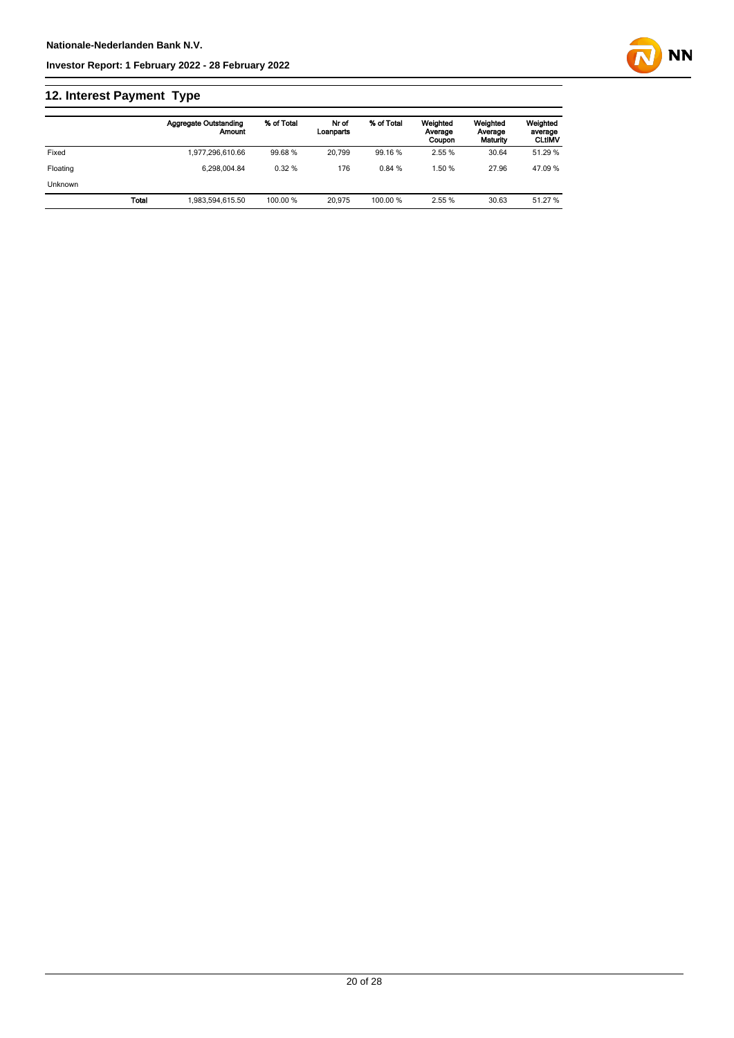## 12. Interest Payment Type

| | | Aggregate Outstanding Amount | % of Total | Nr of Loanparts | % of Total | Weighted Average Coupon | Weighted Average Maturity | Weighted average CLtIMV |
|---|---|---|---|---|---|---|---|---|
| Fixed | | 1,977,296,610.66 | 99.68 % | 20,799 | 99.16 % | 2.55 % | 30.64 | 51.29 % |
| Floating | | 6,298,004.84 | 0.32 % | 176 | 0.84 % | 1.50 % | 27.96 | 47.09 % |
| Unknown | | | | | | | | |
| | **Total** | 1,983,594,615.50 | 100.00 % | 20,975 | 100.00 % | 2.55 % | 30.63 | 51.27 % |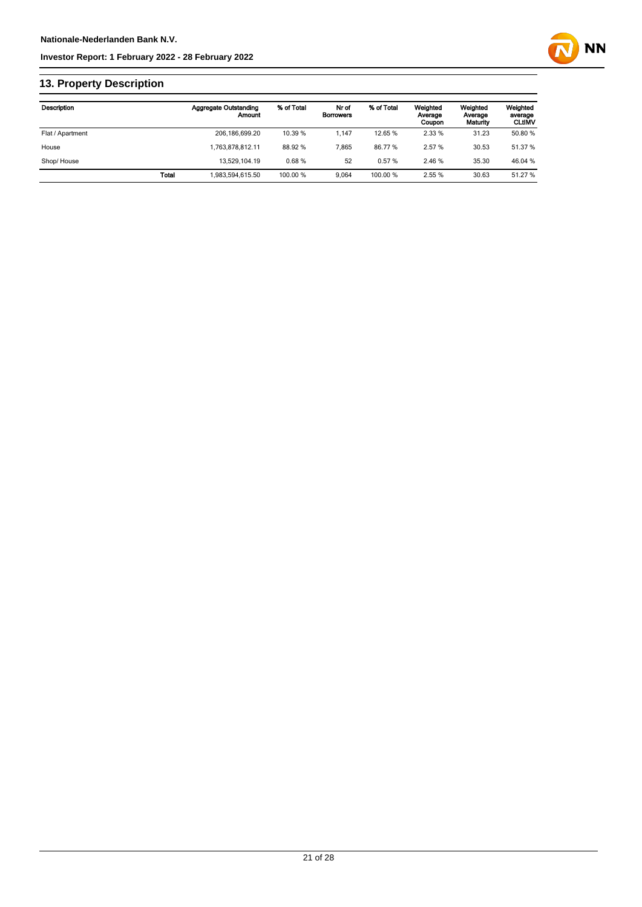## 13. Property Description

| Description | | Aggregate Outstanding Amount | % of Total | Nr of Borrowers | % of Total | Weighted Average Coupon | Weighted Average Maturity | Weighted average CLtIMV |
|---|---|---|---|---|---|---|---|---|
| Flat / Apartment | | 206,186,699.20 | 10.39 % | 1,147 | 12.65 % | 2.33 % | 31.23 | 50.80 % |
| House | | 1,763,878,812.11 | 88.92 % | 7,865 | 86.77 % | 2.57 % | 30.53 | 51.37 % |
| Shop/ House | | 13,529,104.19 | 0.68 % | 52 | 0.57 % | 2.46 % | 35.30 | 46.04 % |
| | **Total** | 1,983,594,615.50 | 100.00 % | 9,064 | 100.00 % | 2.55 % | 30.63 | 51.27 % |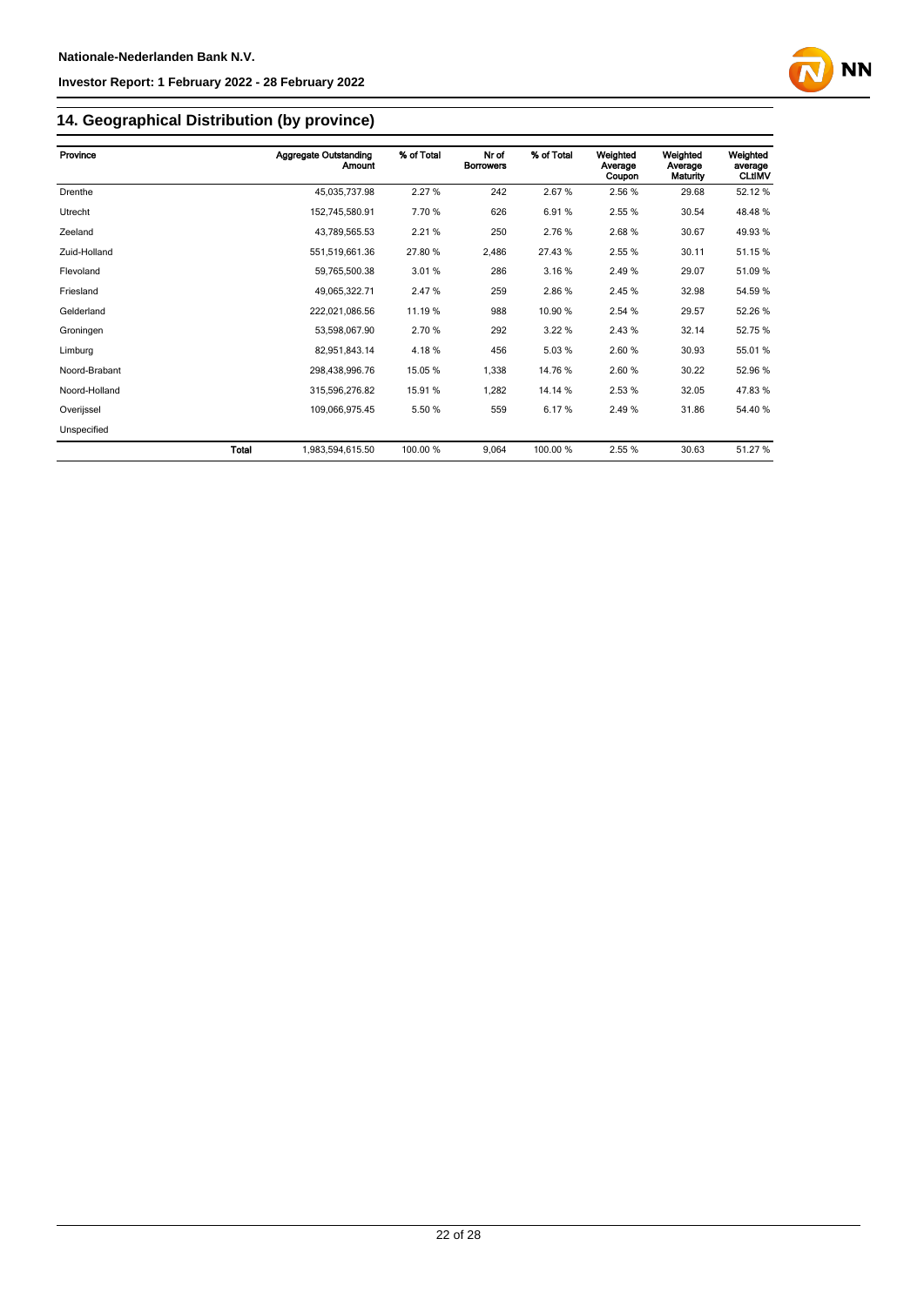## 14. Geographical Distribution (by province)

| Province | | Aggregate Outstanding Amount | % of Total | Nr of Borrowers | % of Total | Weighted Average Coupon | Weighted Average Maturity | Weighted average CLtIMV |
|---|---|---|---|---|---|---|---|---|
| Drenthe | | 45,035,737.98 | 2.27 % | 242 | 2.67 % | 2.56 % | 29.68 | 52.12 % |
| Utrecht | | 152,745,580.91 | 7.70 % | 626 | 6.91 % | 2.55 % | 30.54 | 48.48 % |
| Zeeland | | 43,789,565.53 | 2.21 % | 250 | 2.76 % | 2.68 % | 30.67 | 49.93 % |
| Zuid-Holland | | 551,519,661.36 | 27.80 % | 2,486 | 27.43 % | 2.55 % | 30.11 | 51.15 % |
| Flevoland | | 59,765,500.38 | 3.01 % | 286 | 3.16 % | 2.49 % | 29.07 | 51.09 % |
| Friesland | | 49,065,322.71 | 2.47 % | 259 | 2.86 % | 2.45 % | 32.98 | 54.59 % |
| Gelderland | | 222,021,086.56 | 11.19 % | 988 | 10.90 % | 2.54 % | 29.57 | 52.26 % |
| Groningen | | 53,598,067.90 | 2.70 % | 292 | 3.22 % | 2.43 % | 32.14 | 52.75 % |
| Limburg | | 82,951,843.14 | 4.18 % | 456 | 5.03 % | 2.60 % | 30.93 | 55.01 % |
| Noord-Brabant | | 298,438,996.76 | 15.05 % | 1,338 | 14.76 % | 2.60 % | 30.22 | 52.96 % |
| Noord-Holland | | 315,596,276.82 | 15.91 % | 1,282 | 14.14 % | 2.53 % | 32.05 | 47.83 % |
| Overijssel | | 109,066,975.45 | 5.50 % | 559 | 6.17 % | 2.49 % | 31.86 | 54.40 % |
| Unspecified | | | | | | | | |
| | **Total** | 1,983,594,615.50 | 100.00 % | 9,064 | 100.00 % | 2.55 % | 30.63 | 51.27 % |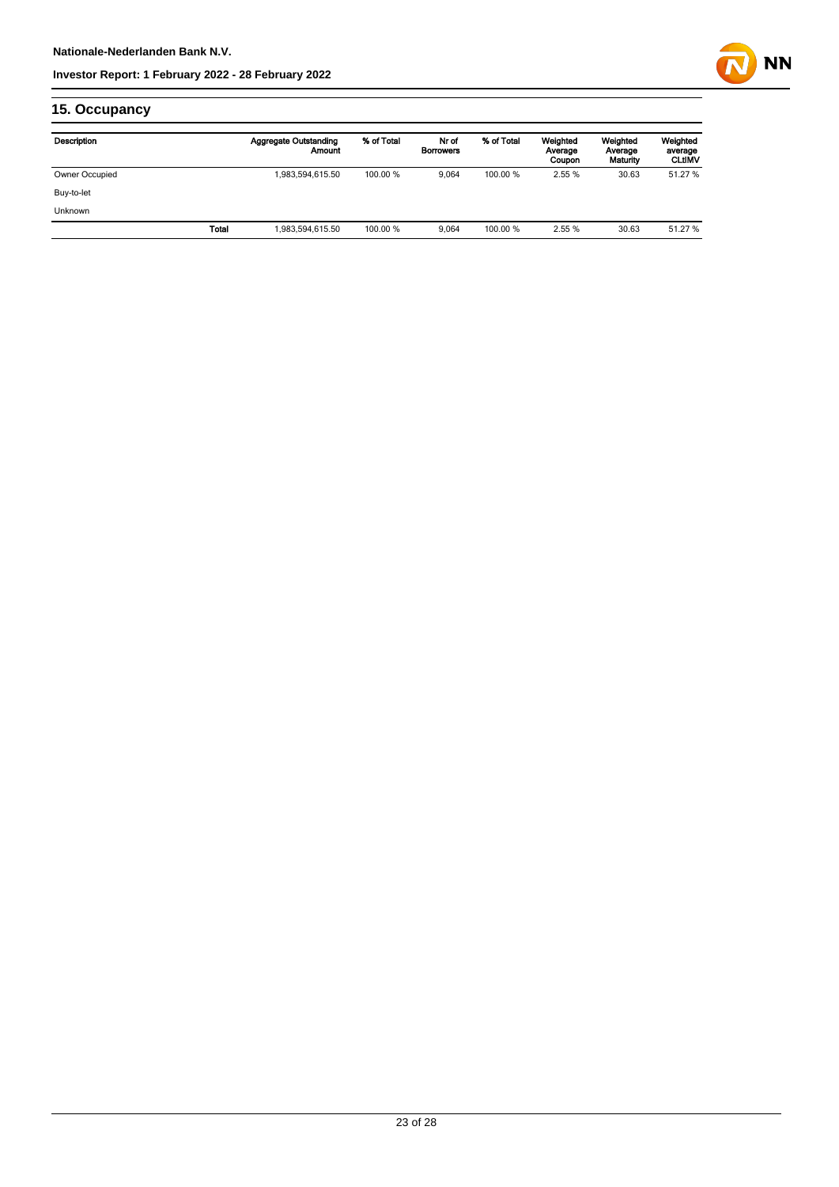## 15. Occupancy

| Description | | Aggregate Outstanding Amount | % of Total | Nr of Borrowers | % of Total | Weighted Average Coupon | Weighted Average Maturity | Weighted average CLtIMV |
|---|---|---|---|---|---|---|---|---|
| Owner Occupied | | 1,983,594,615.50 | 100.00 % | 9,064 | 100.00 % | 2.55 % | 30.63 | 51.27 % |
| Buy-to-let | | | | | | | | |
| Unknown | | | | | | | | |
| | Total | 1,983,594,615.50 | 100.00 % | 9,064 | 100.00 % | 2.55 % | 30.63 | 51.27 % |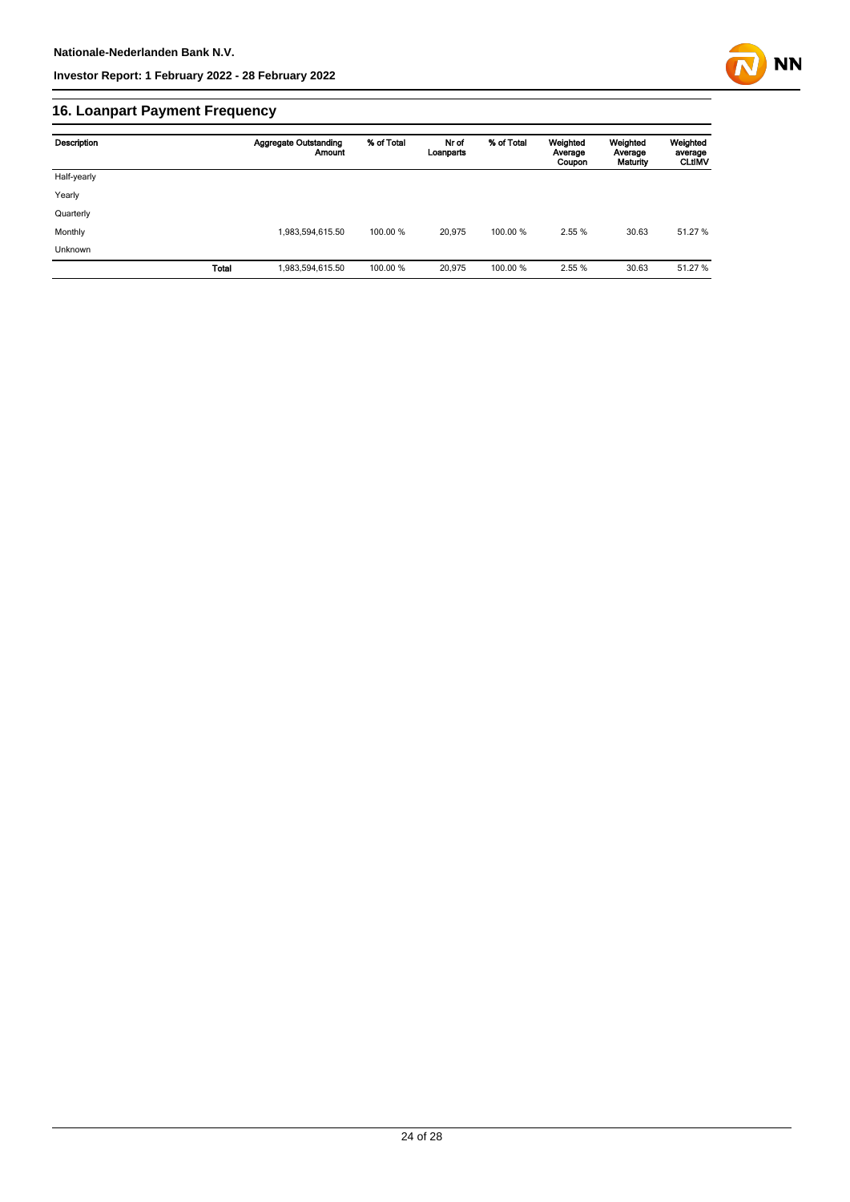## 16. Loanpart Payment Frequency

| Description | | Aggregate Outstanding Amount | % of Total | Nr of Loanparts | % of Total | Weighted Average Coupon | Weighted Average Maturity | Weighted average CLtIMV |
|---|---|---|---|---|---|---|---|---|
| Half-yearly | | | | | | | | |
| Yearly | | | | | | | | |
| Quarterly | | | | | | | | |
| Monthly | | 1,983,594,615.50 | 100.00 % | 20,975 | 100.00 % | 2.55 % | 30.63 | 51.27 % |
| Unknown | | | | | | | | |
| | **Total** | 1,983,594,615.50 | 100.00 % | 20,975 | 100.00 % | 2.55 % | 30.63 | 51.27 % |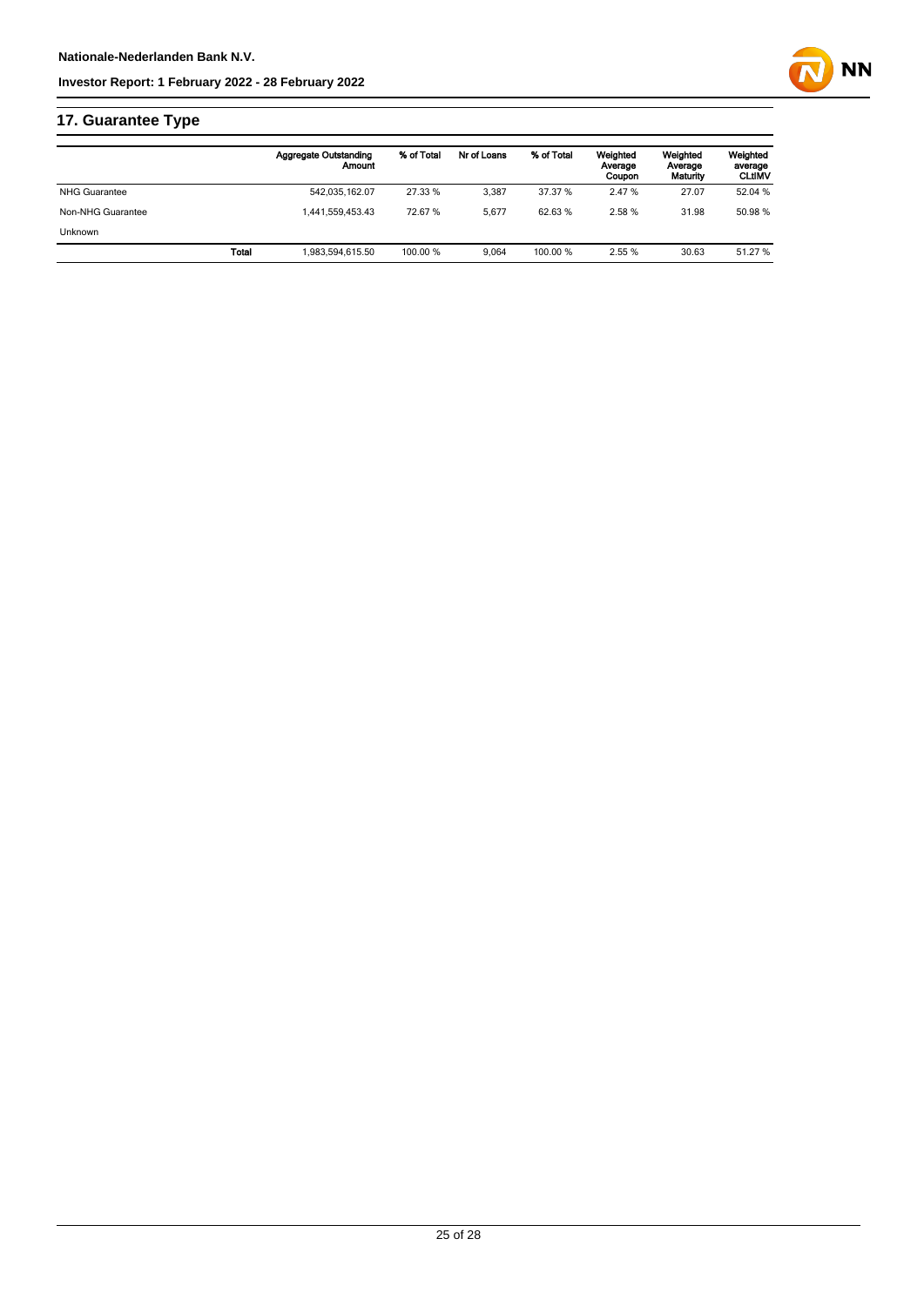## 17. Guarantee Type

| | Aggregate Outstanding Amount | % of Total | Nr of Loans | % of Total | Weighted Average Coupon | Weighted Average Maturity | Weighted average CLtIMV |
|---|---|---|---|---|---|---|---|
| NHG Guarantee | 542,035,162.07 | 27.33 % | 3,387 | 37.37 % | 2.47 % | 27.07 | 52.04 % |
| Non-NHG Guarantee | 1,441,559,453.43 | 72.67 % | 5,677 | 62.63 % | 2.58 % | 31.98 | 50.98 % |
| Unknown | | | | | | | |
| **Total** | 1,983,594,615.50 | 100.00 % | 9,064 | 100.00 % | 2.55 % | 30.63 | 51.27 % |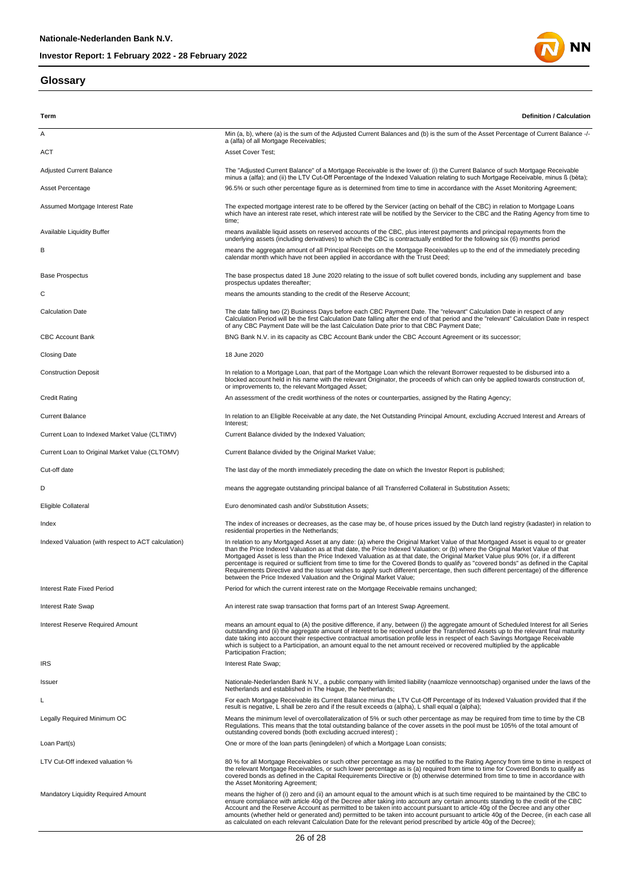## Glossary

| Term | Definition / Calculation |
| --- | --- |
| A | Min (a, b), where (a) is the sum of the Adjusted Current Balances and (b) is the sum of the Asset Percentage of Current Balance -/- a (alfa) of all Mortgage Receivables; |
| ACT | Asset Cover Test; |
| Adjusted Current Balance | The "Adjusted Current Balance" of a Mortgage Receivable is the lower of: (i) the Current Balance of such Mortgage Receivable minus a (alfa); and (ii) the LTV Cut-Off Percentage of the Indexed Valuation relating to such Mortgage Receivable, minus ß (bèta); |
| Asset Percentage | 96.5% or such other percentage figure as is determined from time to time in accordance with the Asset Monitoring Agreement; |
| Assumed Mortgage Interest Rate | The expected mortgage interest rate to be offered by the Servicer (acting on behalf of the CBC) in relation to Mortgage Loans which have an interest rate reset, which interest rate will be notified by the Servicer to the CBC and the Rating Agency from time to time; |
| Available Liquidity Buffer | means available liquid assets on reserved accounts of the CBC, plus interest payments and principal repayments from the underlying assets (including derivatives) to which the CBC is contractually entitled for the following six (6) months period |
| B | means the aggregate amount of all Principal Receipts on the Mortgage Receivables up to the end of the immediately preceding calendar month which have not been applied in accordance with the Trust Deed; |
| Base Prospectus | The base prospectus dated 18 June 2020 relating to the issue of soft bullet covered bonds, including any supplement and base prospectus updates thereafter; |
| C | means the amounts standing to the credit of the Reserve Account; |
| Calculation Date | The date falling two (2) Business Days before each CBC Payment Date. The "relevant" Calculation Date in respect of any Calculation Period will be the first Calculation Date falling after the end of that period and the "relevant" Calculation Date in respect of any CBC Payment Date will be the last Calculation Date prior to that CBC Payment Date; |
| CBC Account Bank | BNG Bank N.V. in its capacity as CBC Account Bank under the CBC Account Agreement or its successor; |
| Closing Date | 18 June 2020 |
| Construction Deposit | In relation to a Mortgage Loan, that part of the Mortgage Loan which the relevant Borrower requested to be disbursed into a blocked account held in his name with the relevant Originator, the proceeds of which can only be applied towards construction of, or improvements to, the relevant Mortgaged Asset; |
| Credit Rating | An assessment of the credit worthiness of the notes or counterparties, assigned by the Rating Agency; |
| Current Balance | In relation to an Eligible Receivable at any date, the Net Outstanding Principal Amount, excluding Accrued Interest and Arrears of Interest; |
| Current Loan to Indexed Market Value (CLTIMV) | Current Balance divided by the Indexed Valuation; |
| Current Loan to Original Market Value (CLTOMV) | Current Balance divided by the Original Market Value; |
| Cut-off date | The last day of the month immediately preceding the date on which the Investor Report is published; |
| D | means the aggregate outstanding principal balance of all Transferred Collateral in Substitution Assets; |
| Eligible Collateral | Euro denominated cash and/or Substitution Assets; |
| Index | The index of increases or decreases, as the case may be, of house prices issued by the Dutch land registry (kadaster) in relation to residential properties in the Netherlands; |
| Indexed Valuation (with respect to ACT calculation) | In relation to any Mortgaged Asset at any date: (a) where the Original Market Value of that Mortgaged Asset is equal to or greater than the Price Indexed Valuation as at that date, the Price Indexed Valuation; or (b) where the Original Market Value of that Mortgaged Asset is less than the Price Indexed Valuation as at that date, the Original Market Value plus 90% (or, if a different percentage is required or sufficient from time to time for the Covered Bonds to qualify as "covered bonds" as defined in the Capital Requirements Directive and the Issuer wishes to apply such different percentage, then such different percentage) of the difference between the Price Indexed Valuation and the Original Market Value; |
| Interest Rate Fixed Period | Period for which the current interest rate on the Mortgage Receivable remains unchanged; |
| Interest Rate Swap | An interest rate swap transaction that forms part of an Interest Swap Agreement. |
| Interest Reserve Required Amount | means an amount equal to (A) the positive difference, if any, between (i) the aggregate amount of Scheduled Interest for all Series outstanding and (ii) the aggregate amount of interest to be received under the Transferred Assets up to the relevant final maturity date taking into account their respective contractual amortisation profile less in respect of each Savings Mortgage Receivable which is subject to a Participation, an amount equal to the net amount received or recovered multiplied by the applicable Participation Fraction; |
| IRS | Interest Rate Swap; |
| Issuer | Nationale-Nederlanden Bank N.V., a public company with limited liability (naamloze vennootschap) organised under the laws of the Netherlands and established in The Hague, the Netherlands; |
| L | For each Mortgage Receivable its Current Balance minus the LTV Cut-Off Percentage of its Indexed Valuation provided that if the result is negative, L shall be zero and if the result exceeds α (alpha), L shall equal α (alpha); |
| Legally Required Minimum OC | Means the minimum level of overcollateralization of 5% or such other percentage as may be required from time to time by the CB Regulations. This means that the total outstanding balance of the cover assets in the pool must be 105% of the total amount of outstanding covered bonds (both excluding accrued interest) ; |
| Loan Part(s) | One or more of the loan parts (leningdelen) of which a Mortgage Loan consists; |
| LTV Cut-Off indexed valuation % | 80 % for all Mortgage Receivables or such other percentage as may be notified to the Rating Agency from time to time in respect of the relevant Mortgage Receivables, or such lower percentage as is (a) required from time to time for Covered Bonds to qualify as covered bonds as defined in the Capital Requirements Directive or (b) otherwise determined from time to time in accordance with the Asset Monitoring Agreement; |
| Mandatory Liquidity Required Amount | means the higher of (i) zero and (ii) an amount equal to the amount which is at such time required to be maintained by the CBC to ensure compliance with article 40g of the Decree after taking into account any certain amounts standing to the credit of the CBC Account and the Reserve Account as permitted to be taken into account pursuant to article 40g of the Decree and any other amounts (whether held or generated and) permitted to be taken into account pursuant to article 40g of the Decree, (in each case all as calculated on each relevant Calculation Date for the relevant period prescribed by article 40g of the Decree); |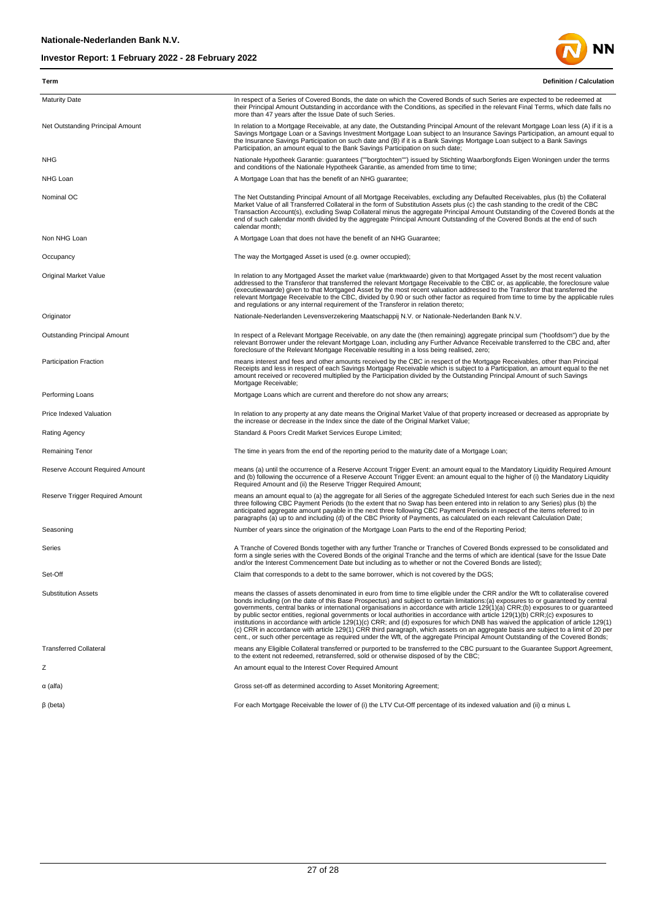| Term | Definition / Calculation |
| --- | --- |
| Maturity Date | In respect of a Series of Covered Bonds, the date on which the Covered Bonds of such Series are expected to be redeemed at their Principal Amount Outstanding in accordance with the Conditions, as specified in the relevant Final Terms, which date falls no more than 47 years after the Issue Date of such Series. |
| Net Outstanding Principal Amount | In relation to a Mortgage Receivable, at any date, the Outstanding Principal Amount of the relevant Mortgage Loan less (A) if it is a Savings Mortgage Loan or a Savings Investment Mortgage Loan subject to an Insurance Savings Participation, an amount equal to the Insurance Savings Participation on such date and (B) if it is a Bank Savings Mortgage Loan subject to a Bank Savings Participation, an amount equal to the Bank Savings Participation on such date; |
| NHG | Nationale Hypotheek Garantie: guarantees (""borgtochten"") issued by Stichting Waarborgfonds Eigen Woningen under the terms and conditions of the Nationale Hypotheek Garantie, as amended from time to time; |
| NHG Loan | A Mortgage Loan that has the benefit of an NHG guarantee; |
| Nominal OC | The Net Outstanding Principal Amount of all Mortgage Receivables, excluding any Defaulted Receivables, plus (b) the Collateral Market Value of all Transferred Collateral in the form of Substitution Assets plus (c) the cash standing to the credit of the CBC Transaction Account(s), excluding Swap Collateral minus the aggregate Principal Amount Outstanding of the Covered Bonds at the end of such calendar month divided by the aggregate Principal Amount Outstanding of the Covered Bonds at the end of such calendar month; |
| Non NHG Loan | A Mortgage Loan that does not have the benefit of an NHG Guarantee; |
| Occupancy | The way the Mortgaged Asset is used (e.g. owner occupied); |
| Original Market Value | In relation to any Mortgaged Asset the market value (marktwaarde) given to that Mortgaged Asset by the most recent valuation addressed to the Transferor that transferred the relevant Mortgage Receivable to the CBC or, as applicable, the foreclosure value (executiewaarde) given to that Mortgaged Asset by the most recent valuation addressed to the Transferor that transferred the relevant Mortgage Receivable to the CBC, divided by 0.90 or such other factor as required from time to time by the applicable rules and regulations or any internal requirement of the Transferor in relation thereto; |
| Originator | Nationale-Nederlanden Levensverzekering Maatschappij N.V. or Nationale-Nederlanden Bank N.V. |
| Outstanding Principal Amount | In respect of a Relevant Mortgage Receivable, on any date the (then remaining) aggregate principal sum ("hoofdsom") due by the relevant Borrower under the relevant Mortgage Loan, including any Further Advance Receivable transferred to the CBC and, after foreclosure of the Relevant Mortgage Receivable resulting in a loss being realised, zero; |
| Participation Fraction | means interest and fees and other amounts received by the CBC in respect of the Mortgage Receivables, other than Principal Receipts and less in respect of each Savings Mortgage Receivable which is subject to a Participation, an amount equal to the net amount received or recovered multiplied by the Participation divided by the Outstanding Principal Amount of such Savings Mortgage Receivable; |
| Performing Loans | Mortgage Loans which are current and therefore do not show any arrears; |
| Price Indexed Valuation | In relation to any property at any date means the Original Market Value of that property increased or decreased as appropriate by the increase or decrease in the Index since the date of the Original Market Value; |
| Rating Agency | Standard & Poors Credit Market Services Europe Limited; |
| Remaining Tenor | The time in years from the end of the reporting period to the maturity date of a Mortgage Loan; |
| Reserve Account Required Amount | means (a) until the occurrence of a Reserve Account Trigger Event: an amount equal to the Mandatory Liquidity Required Amount and (b) following the occurrence of a Reserve Account Trigger Event: an amount equal to the higher of (i) the Mandatory Liquidity Required Amount and (ii) the Reserve Trigger Required Amount; |
| Reserve Trigger Required Amount | means an amount equal to (a) the aggregate for all Series of the aggregate Scheduled Interest for each such Series due in the next three following CBC Payment Periods (to the extent that no Swap has been entered into in relation to any Series) plus (b) the anticipated aggregate amount payable in the next three following CBC Payment Periods in respect of the items referred to in paragraphs (a) up to and including (d) of the CBC Priority of Payments, as calculated on each relevant Calculation Date; |
| Seasoning | Number of years since the origination of the Mortgage Loan Parts to the end of the Reporting Period; |
| Series | A Tranche of Covered Bonds together with any further Tranche or Tranches of Covered Bonds expressed to be consolidated and form a single series with the Covered Bonds of the original Tranche and the terms of which are identical (save for the Issue Date and/or the Interest Commencement Date but including as to whether or not the Covered Bonds are listed); |
| Set-Off | Claim that corresponds to a debt to the same borrower, which is not covered by the DGS; |
| Substitution Assets | means the classes of assets denominated in euro from time to time eligible under the CRR and/or the Wft to collateralise covered bonds including (on the date of this Base Prospectus) and subject to certain limitations:(a) exposures to or guaranteed by central governments, central banks or international organisations in accordance with article 129(1)(a) CRR;(b) exposures to or guaranteed by public sector entities, regional governments or local authorities in accordance with article 129(1)(b) CRR;(c) exposures to institutions in accordance with article 129(1)(c) CRR; and (d) exposures for which DNB has waived the application of article 129(1)(c) CRR in accordance with article 129(1) CRR third paragraph, which assets on an aggregate basis are subject to a limit of 20 per cent., or such other percentage as required under the Wft, of the aggregate Principal Amount Outstanding of the Covered Bonds; |
| Transferred Collateral | means any Eligible Collateral transferred or purported to be transferred to the CBC pursuant to the Guarantee Support Agreement, to the extent not redeemed, retransferred, sold or otherwise disposed of by the CBC; |
| Z | An amount equal to the Interest Cover Required Amount |
| α (alfa) | Gross set-off as determined according to Asset Monitoring Agreement; |
| β (beta) | For each Mortgage Receivable the lower of (i) the LTV Cut-Off percentage of its indexed valuation and (ii) α minus L |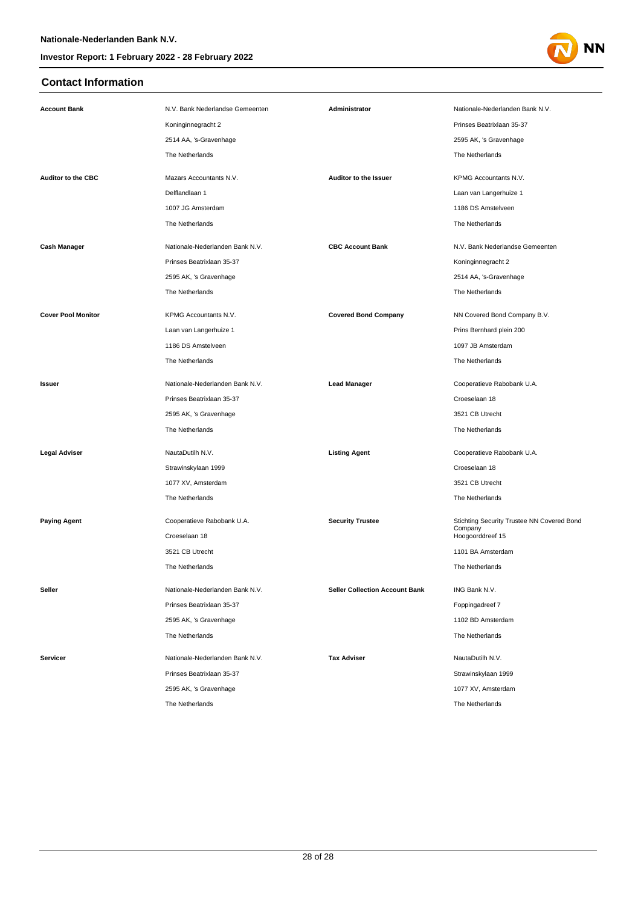## Contact Information

| | | | |
|---|---|---|---|
| **Account Bank** | N.V. Bank Nederlandse Gemeenten<br>Koninginnegracht 2<br>2514 AA, 's-Gravenhage<br>The Netherlands | **Administrator** | Nationale-Nederlanden Bank N.V.<br>Prinses Beatrixlaan 35-37<br>2595 AK, 's Gravenhage<br>The Netherlands |
| **Auditor to the CBC** | Mazars Accountants N.V.<br>Delflandlaan 1<br>1007 JG Amsterdam<br>The Netherlands | **Auditor to the Issuer** | KPMG Accountants N.V.<br>Laan van Langerhuize 1<br>1186 DS Amstelveen<br>The Netherlands |
| **Cash Manager** | Nationale-Nederlanden Bank N.V.<br>Prinses Beatrixlaan 35-37<br>2595 AK, 's Gravenhage<br>The Netherlands | **CBC Account Bank** | N.V. Bank Nederlandse Gemeenten<br>Koninginnegracht 2<br>2514 AA, 's-Gravenhage<br>The Netherlands |
| **Cover Pool Monitor** | KPMG Accountants N.V.<br>Laan van Langerhuize 1<br>1186 DS Amstelveen<br>The Netherlands | **Covered Bond Company** | NN Covered Bond Company B.V.<br>Prins Bernhard plein 200<br>1097 JB Amsterdam<br>The Netherlands |
| **Issuer** | Nationale-Nederlanden Bank N.V.<br>Prinses Beatrixlaan 35-37<br>2595 AK, 's Gravenhage<br>The Netherlands | **Lead Manager** | Cooperatieve Rabobank U.A.<br>Croeselaan 18<br>3521 CB Utrecht<br>The Netherlands |
| **Legal Adviser** | NautaDutilh N.V.<br>Strawinskylaan 1999<br>1077 XV, Amsterdam<br>The Netherlands | **Listing Agent** | Cooperatieve Rabobank U.A.<br>Croeselaan 18<br>3521 CB Utrecht<br>The Netherlands |
| **Paying Agent** | Cooperatieve Rabobank U.A.<br>Croeselaan 18<br>3521 CB Utrecht<br>The Netherlands | **Security Trustee** | Stichting Security Trustee NN Covered Bond Company<br>Hoogoorddreef 15<br>1101 BA Amsterdam<br>The Netherlands |
| **Seller** | Nationale-Nederlanden Bank N.V.<br>Prinses Beatrixlaan 35-37<br>2595 AK, 's Gravenhage<br>The Netherlands | **Seller Collection Account Bank** | ING Bank N.V.<br>Foppingadreef 7<br>1102 BD Amsterdam<br>The Netherlands |
| **Servicer** | Nationale-Nederlanden Bank N.V.<br>Prinses Beatrixlaan 35-37<br>2595 AK, 's Gravenhage<br>The Netherlands | **Tax Adviser** | NautaDutilh N.V.<br>Strawinskylaan 1999<br>1077 XV, Amsterdam<br>The Netherlands |